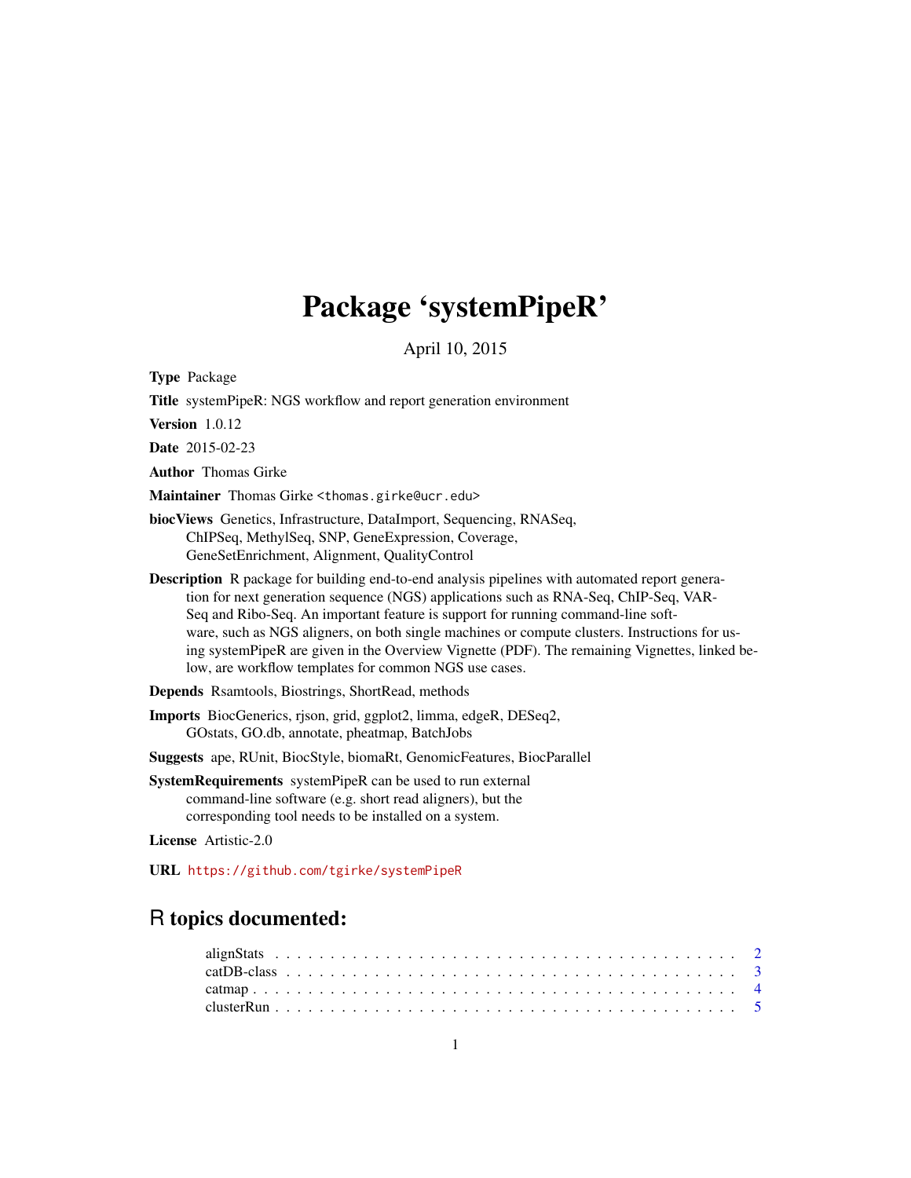# Package 'systemPipeR'

April 10, 2015

**Type** Package

**Title** systemPipeR: NGS workflow and report generation environment

**Version** 1.0.12

**Date** 2015-02-23

**Author** Thomas Girke

**Maintainer** Thomas Girke <thomas.girke@ucr.edu>

**biocViews** Genetics, Infrastructure, DataImport, Sequencing, RNASeq, ChIPSeq, MethylSeq, SNP, GeneExpression, Coverage, GeneSetEnrichment, Alignment, QualityControl

**Description** R package for building end-to-end analysis pipelines with automated report generation for next generation sequence (NGS) applications such as RNA-Seq, ChIP-Seq, VAR-Seq and Ribo-Seq. An important feature is support for running command-line software, such as NGS aligners, on both single machines or compute clusters. Instructions for using systemPipeR are given in the Overview Vignette (PDF). The remaining Vignettes, linked below, are workflow templates for common NGS use cases.

**Depends** Rsamtools, Biostrings, ShortRead, methods

**Imports** BiocGenerics, rjson, grid, ggplot2, limma, edgeR, DESeq2, GOstats, GO.db, annotate, pheatmap, BatchJobs

**Suggests** ape, RUnit, BiocStyle, biomaRt, GenomicFeatures, BiocParallel

**SystemRequirements** systemPipeR can be used to run external command-line software (e.g. short read aligners), but the corresponding tool needs to be installed on a system.

**License** Artistic-2.0

**URL** https://github.com/tgirke/systemPipeR

## R topics documented:

alignStats . . . . . . . . . . . . . . . . . . . . . . . . . . . . . . . . . . . . . . . . . 2
catDB-class . . . . . . . . . . . . . . . . . . . . . . . . . . . . . . . . . . . . . . . . 3
catmap . . . . . . . . . . . . . . . . . . . . . . . . . . . . . . . . . . . . . . . . . . 4
clusterRun . . . . . . . . . . . . . . . . . . . . . . . . . . . . . . . . . . . . . . . . 5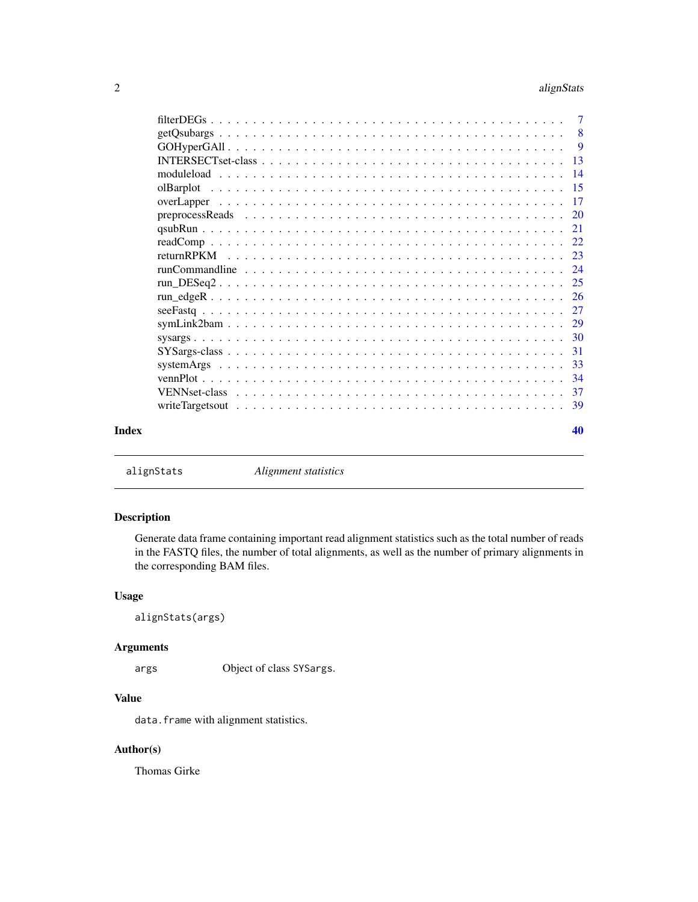filterDEGs . . . . . . . . . . . . . . . . . . . . . . . . . . . . . . . . . . . . . . . 7
getQsubargs . . . . . . . . . . . . . . . . . . . . . . . . . . . . . . . . . . . . . . 8
GOHyperGAll . . . . . . . . . . . . . . . . . . . . . . . . . . . . . . . . . . . . . . 9
INTERSECTset-class . . . . . . . . . . . . . . . . . . . . . . . . . . . . . . . . . . 13
moduleload . . . . . . . . . . . . . . . . . . . . . . . . . . . . . . . . . . . . . . 14
olBarplot . . . . . . . . . . . . . . . . . . . . . . . . . . . . . . . . . . . . . . . 15
overLapper . . . . . . . . . . . . . . . . . . . . . . . . . . . . . . . . . . . . . . 17
preprocessReads . . . . . . . . . . . . . . . . . . . . . . . . . . . . . . . . . . . 20
qsubRun . . . . . . . . . . . . . . . . . . . . . . . . . . . . . . . . . . . . . . . 21
readComp . . . . . . . . . . . . . . . . . . . . . . . . . . . . . . . . . . . . . . . 22
returnRPKM . . . . . . . . . . . . . . . . . . . . . . . . . . . . . . . . . . . . . . 23
runCommandline . . . . . . . . . . . . . . . . . . . . . . . . . . . . . . . . . . . . 24
run_DESeq2 . . . . . . . . . . . . . . . . . . . . . . . . . . . . . . . . . . . . . . 25
run_edgeR . . . . . . . . . . . . . . . . . . . . . . . . . . . . . . . . . . . . . . . 26
seeFastq . . . . . . . . . . . . . . . . . . . . . . . . . . . . . . . . . . . . . . . 27
symLink2bam . . . . . . . . . . . . . . . . . . . . . . . . . . . . . . . . . . . . . . 29
sysargs . . . . . . . . . . . . . . . . . . . . . . . . . . . . . . . . . . . . . . . . 30
SYSargs-class . . . . . . . . . . . . . . . . . . . . . . . . . . . . . . . . . . . . . 31
systemArgs . . . . . . . . . . . . . . . . . . . . . . . . . . . . . . . . . . . . . . 33
vennPlot . . . . . . . . . . . . . . . . . . . . . . . . . . . . . . . . . . . . . . . 34
VENNset-class . . . . . . . . . . . . . . . . . . . . . . . . . . . . . . . . . . . . . 37
writeTargetsout . . . . . . . . . . . . . . . . . . . . . . . . . . . . . . . . . . . . 39

**Index** **40**

---

`alignStats` *Alignment statistics*

---

## Description

Generate data frame containing important read alignment statistics such as the total number of reads in the FASTQ files, the number of total alignments, as well as the number of primary alignments in the corresponding BAM files.

## Usage

```
alignStats(args)
```

## Arguments

| | |
|---|---|
| `args` | Object of class `SYSargs`. |

## Value

`data.frame` with alignment statistics.

## Author(s)

Thomas Girke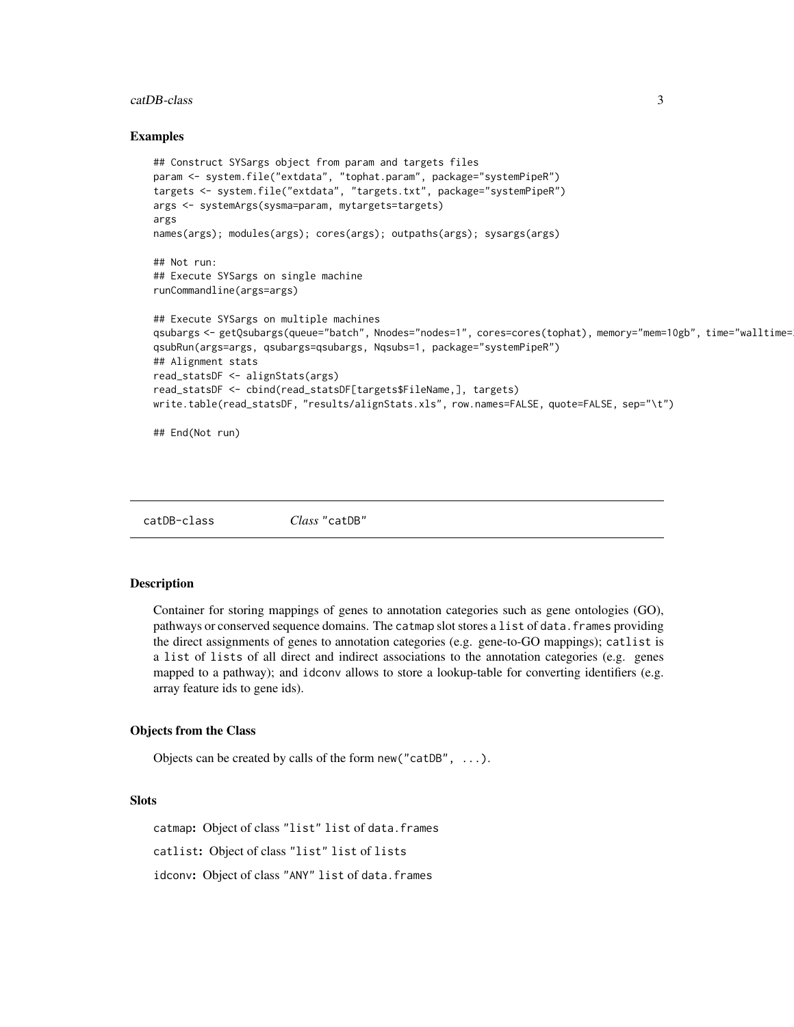### Examples

```
## Construct SYSargs object from param and targets files
param <- system.file("extdata", "tophat.param", package="systemPipeR")
targets <- system.file("extdata", "targets.txt", package="systemPipeR")
args <- systemArgs(sysma=param, mytargets=targets)
args
names(args); modules(args); cores(args); outpaths(args); sysargs(args)

## Not run:
## Execute SYSargs on single machine
runCommandline(args=args)

## Execute SYSargs on multiple machines
qsubargs <- getQsubargs(queue="batch", Nnodes="nodes=1", cores=cores(tophat), memory="mem=10gb", time="walltime=
qsubRun(args=args, qsubargs=qsubargs, Nqsubs=1, package="systemPipeR")
## Alignment stats
read_statsDF <- alignStats(args)
read_statsDF <- cbind(read_statsDF[targets$FileName,], targets)
write.table(read_statsDF, "results/alignStats.xls", row.names=FALSE, quote=FALSE, sep="\t")

## End(Not run)
```

---

## catDB-class    *Class* "catDB"

---

### Description

Container for storing mappings of genes to annotation categories such as gene ontologies (GO), pathways or conserved sequence domains. The catmap slot stores a list of data.frames providing the direct assignments of genes to annotation categories (e.g. gene-to-GO mappings); catlist is a list of lists of all direct and indirect associations to the annotation categories (e.g. genes mapped to a pathway); and idconv allows to store a lookup-table for converting identifiers (e.g. array feature ids to gene ids).

### Objects from the Class

Objects can be created by calls of the form new("catDB", ...).

### Slots

**catmap:** Object of class "list" list of data.frames

**catlist:** Object of class "list" list of lists

**idconv:** Object of class "ANY" list of data.frames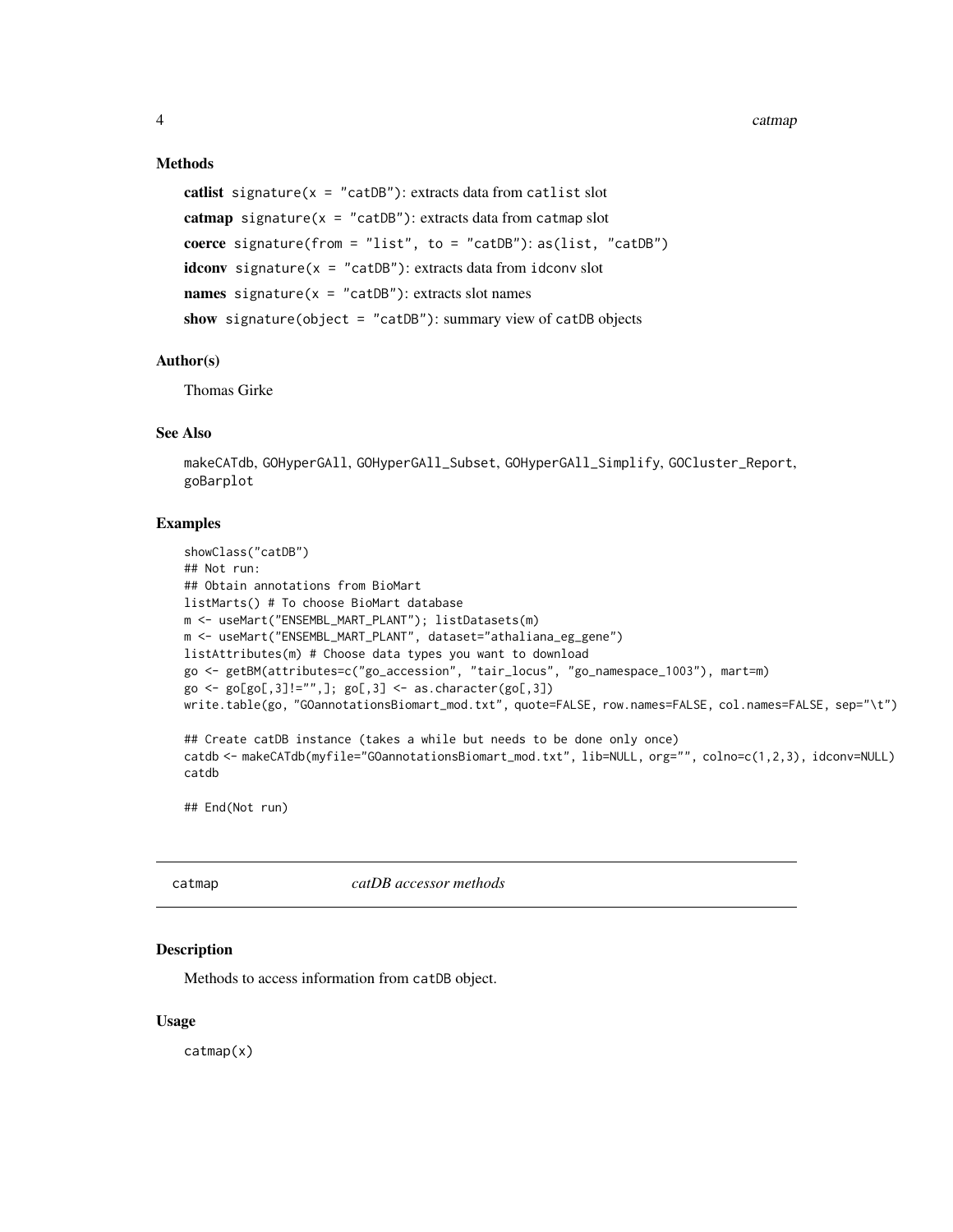### Methods

**catlist** `signature(x = "catDB")`: extracts data from `catlist` slot

**catmap** `signature(x = "catDB")`: extracts data from `catmap` slot

**coerce** `signature(from = "list", to = "catDB")`: `as(list, "catDB")`

**idconv** `signature(x = "catDB")`: extracts data from `idconv` slot

**names** `signature(x = "catDB")`: extracts slot names

**show** `signature(object = "catDB")`: summary view of `catDB` objects

### Author(s)

Thomas Girke

### See Also

`makeCATdb`, `GOHyperGAll`, `GOHyperGAll_Subset`, `GOHyperGAll_Simplify`, `GOCluster_Report`, `goBarplot`

### Examples

```
showClass("catDB")
## Not run:
## Obtain annotations from BioMart
listMarts() # To choose BioMart database
m <- useMart("ENSEMBL_MART_PLANT"); listDatasets(m)
m <- useMart("ENSEMBL_MART_PLANT", dataset="athaliana_eg_gene")
listAttributes(m) # Choose data types you want to download
go <- getBM(attributes=c("go_accession", "tair_locus", "go_namespace_1003"), mart=m)
go <- go[go[,3]!="",]; go[,3] <- as.character(go[,3])
write.table(go, "GOannotationsBiomart_mod.txt", quote=FALSE, row.names=FALSE, col.names=FALSE, sep="\t")

## Create catDB instance (takes a while but needs to be done only once)
catdb <- makeCATdb(myfile="GOannotationsBiomart_mod.txt", lib=NULL, org="", colno=c(1,2,3), idconv=NULL)
catdb

## End(Not run)
```

---

## catmap — *catDB accessor methods*

### Description

Methods to access information from `catDB` object.

### Usage

```
catmap(x)
```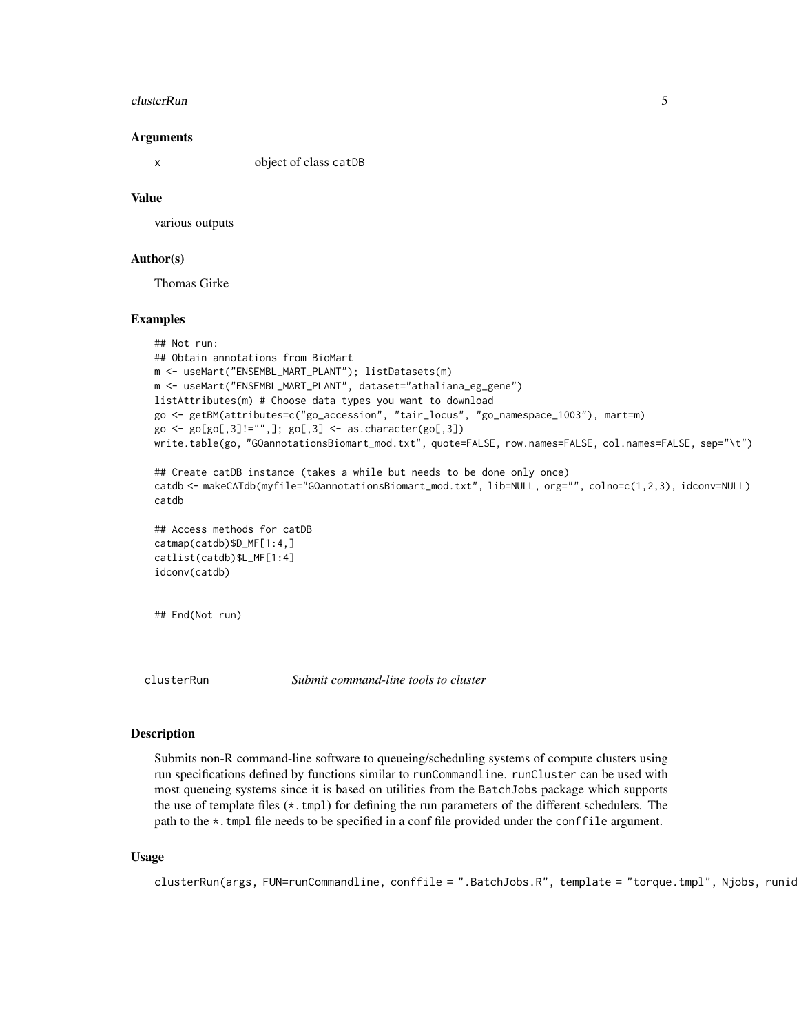### Arguments

x object of class `catDB`

### Value

various outputs

### Author(s)

Thomas Girke

### Examples

```
## Not run:
## Obtain annotations from BioMart
m <- useMart("ENSEMBL_MART_PLANT"); listDatasets(m)
m <- useMart("ENSEMBL_MART_PLANT", dataset="athaliana_eg_gene")
listAttributes(m) # Choose data types you want to download
go <- getBM(attributes=c("go_accession", "tair_locus", "go_namespace_1003"), mart=m)
go <- go[go[,3]!="",]; go[,3] <- as.character(go[,3])
write.table(go, "GOannotationsBiomart_mod.txt", quote=FALSE, row.names=FALSE, col.names=FALSE, sep="\t")

## Create catDB instance (takes a while but needs to be done only once)
catdb <- makeCATdb(myfile="GOannotationsBiomart_mod.txt", lib=NULL, org="", colno=c(1,2,3), idconv=NULL)
catdb

## Access methods for catDB
catmap(catdb)$D_MF[1:4,]
catlist(catdb)$L_MF[1:4]
idconv(catdb)


## End(Not run)
```

---

## clusterRun *Submit command-line tools to cluster*

### Description

Submits non-R command-line software to queueing/scheduling systems of compute clusters using run specifications defined by functions similar to `runCommandline`. `runCluster` can be used with most queueing systems since it is based on utilities from the `BatchJobs` package which supports the use of template files (`*.tmpl`) for defining the run parameters of the different schedulers. The path to the `*.tmpl` file needs to be specified in a conf file provided under the `conffile` argument.

### Usage

```
clusterRun(args, FUN=runCommandline, conffile = ".BatchJobs.R", template = "torque.tmpl", Njobs, runid
```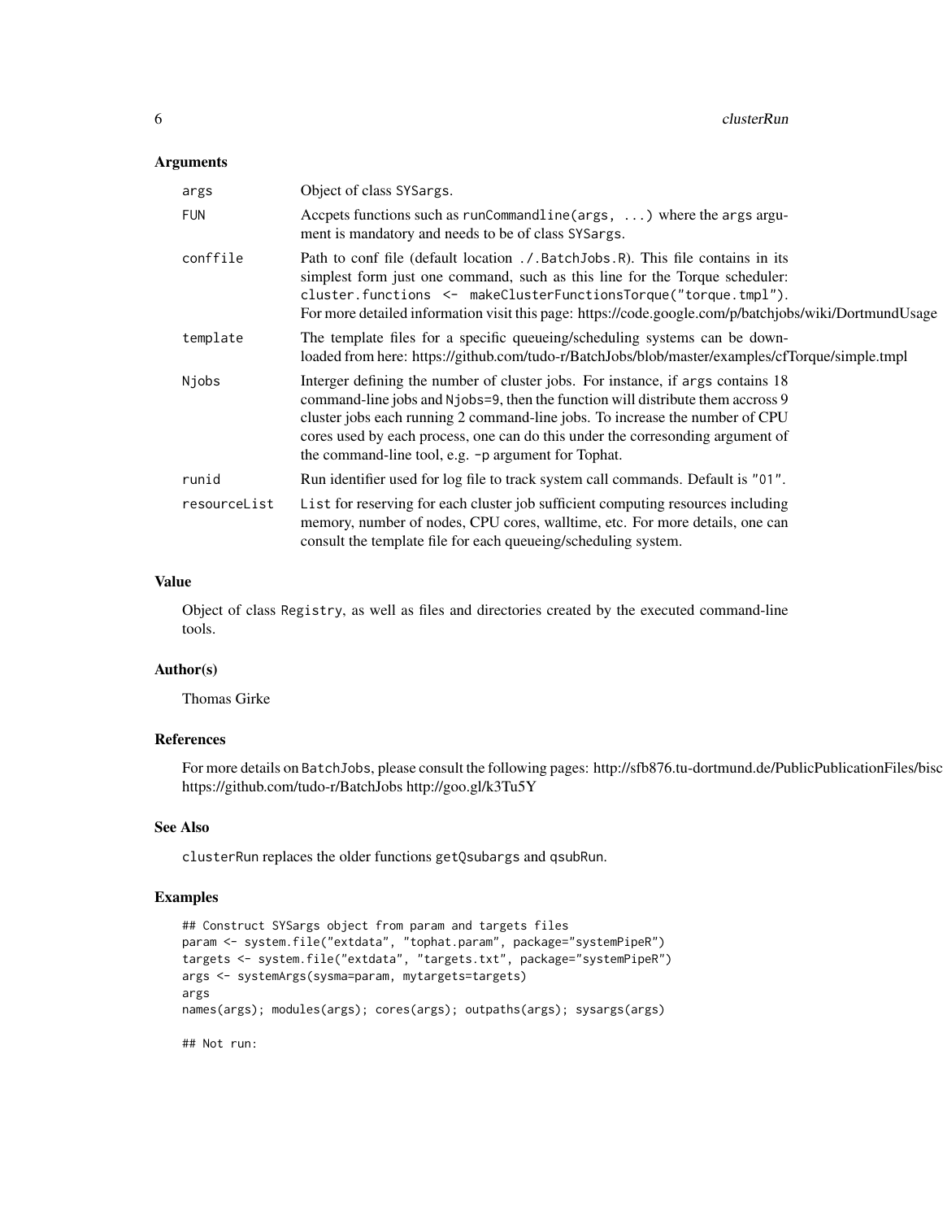## Arguments

| | |
|---|---|
| `args` | Object of class `SYSargs`. |
| `FUN` | Accpets functions such as `runCommandline(args, ...)` where the `args` argument is mandatory and needs to be of class `SYSargs`. |
| `conffile` | Path to conf file (default location `./.BatchJobs.R`). This file contains in its simplest form just one command, such as this line for the Torque scheduler: `cluster.functions <- makeClusterFunctionsTorque("torque.tmpl")`. For more detailed information visit this page: https://code.google.com/p/batchjobs/wiki/DortmundUsage |
| `template` | The template files for a specific queueing/scheduling systems can be downloaded from here: https://github.com/tudo-r/BatchJobs/blob/master/examples/cfTorque/simple.tmpl |
| `Njobs` | Interger defining the number of cluster jobs. For instance, if `args` contains 18 command-line jobs and `Njobs=9`, then the function will distribute them accross 9 cluster jobs each running 2 command-line jobs. To increase the number of CPU cores used by each process, one can do this under the corresonding argument of the command-line tool, e.g. `-p` argument for Tophat. |
| `runid` | Run identifier used for log file to track system call commands. Default is `"01"`. |
| `resourceList` | `List` for reserving for each cluster job sufficient computing resources including memory, number of nodes, CPU cores, walltime, etc. For more details, one can consult the template file for each queueing/scheduling system. |

## Value

Object of class `Registry`, as well as files and directories created by the executed command-line tools.

## Author(s)

Thomas Girke

## References

For more details on `BatchJobs`, please consult the following pages: http://sfb876.tu-dortmund.de/PublicPublicationFiles/bisc https://github.com/tudo-r/BatchJobs http://goo.gl/k3Tu5Y

## See Also

`clusterRun` replaces the older functions `getQsubargs` and `qsubRun`.

## Examples

```
## Construct SYSargs object from param and targets files
param <- system.file("extdata", "tophat.param", package="systemPipeR")
targets <- system.file("extdata", "targets.txt", package="systemPipeR")
args <- systemArgs(sysma=param, mytargets=targets)
args
names(args); modules(args); cores(args); outpaths(args); sysargs(args)

## Not run:
```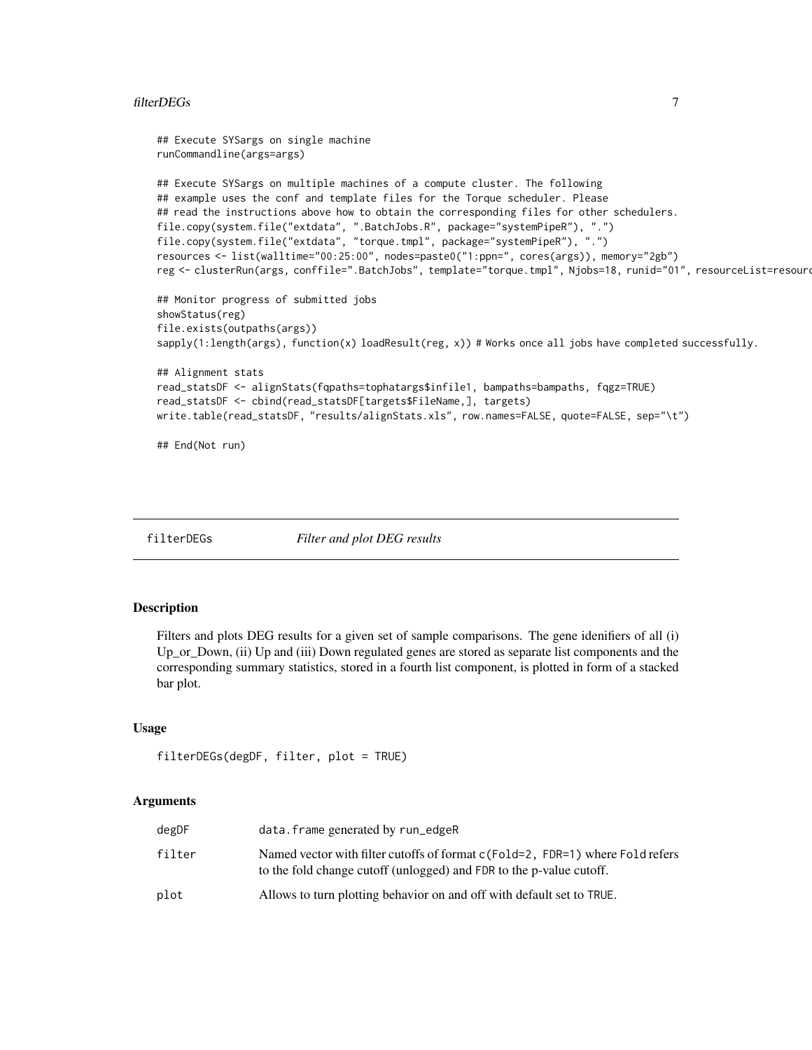```
## Execute SYSargs on single machine
runCommandline(args=args)

## Execute SYSargs on multiple machines of a compute cluster. The following
## example uses the conf and template files for the Torque scheduler. Please
## read the instructions above how to obtain the corresponding files for other schedulers.
file.copy(system.file("extdata", ".BatchJobs.R", package="systemPipeR"), ".")
file.copy(system.file("extdata", "torque.tmpl", package="systemPipeR"), ".")
resources <- list(walltime="00:25:00", nodes=paste0("1:ppn=", cores(args)), memory="2gb")
reg <- clusterRun(args, conffile=".BatchJobs", template="torque.tmpl", Njobs=18, runid="01", resourceList=resourc

## Monitor progress of submitted jobs
showStatus(reg)
file.exists(outpaths(args))
sapply(1:length(args), function(x) loadResult(reg, x)) # Works once all jobs have completed successfully.

## Alignment stats
read_statsDF <- alignStats(fqpaths=tophatargs$infile1, bampaths=bampaths, fqgz=TRUE)
read_statsDF <- cbind(read_statsDF[targets$FileName,], targets)
write.table(read_statsDF, "results/alignStats.xls", row.names=FALSE, quote=FALSE, sep="\t")

## End(Not run)
```

## filterDEGs *Filter and plot DEG results*

### Description

Filters and plots DEG results for a given set of sample comparisons. The gene idenifiers of all (i) Up_or_Down, (ii) Up and (iii) Down regulated genes are stored as separate list components and the corresponding summary statistics, stored in a fourth list component, is plotted in form of a stacked bar plot.

### Usage

```
filterDEGs(degDF, filter, plot = TRUE)
```

### Arguments

| | |
|---|---|
| `degDF` | `data.frame` generated by `run_edgeR` |
| `filter` | Named vector with filter cutoffs of format `c(Fold=2, FDR=1)` where `Fold` refers to the fold change cutoff (unlogged) and `FDR` to the p-value cutoff. |
| `plot` | Allows to turn plotting behavior on and off with default set to `TRUE`. |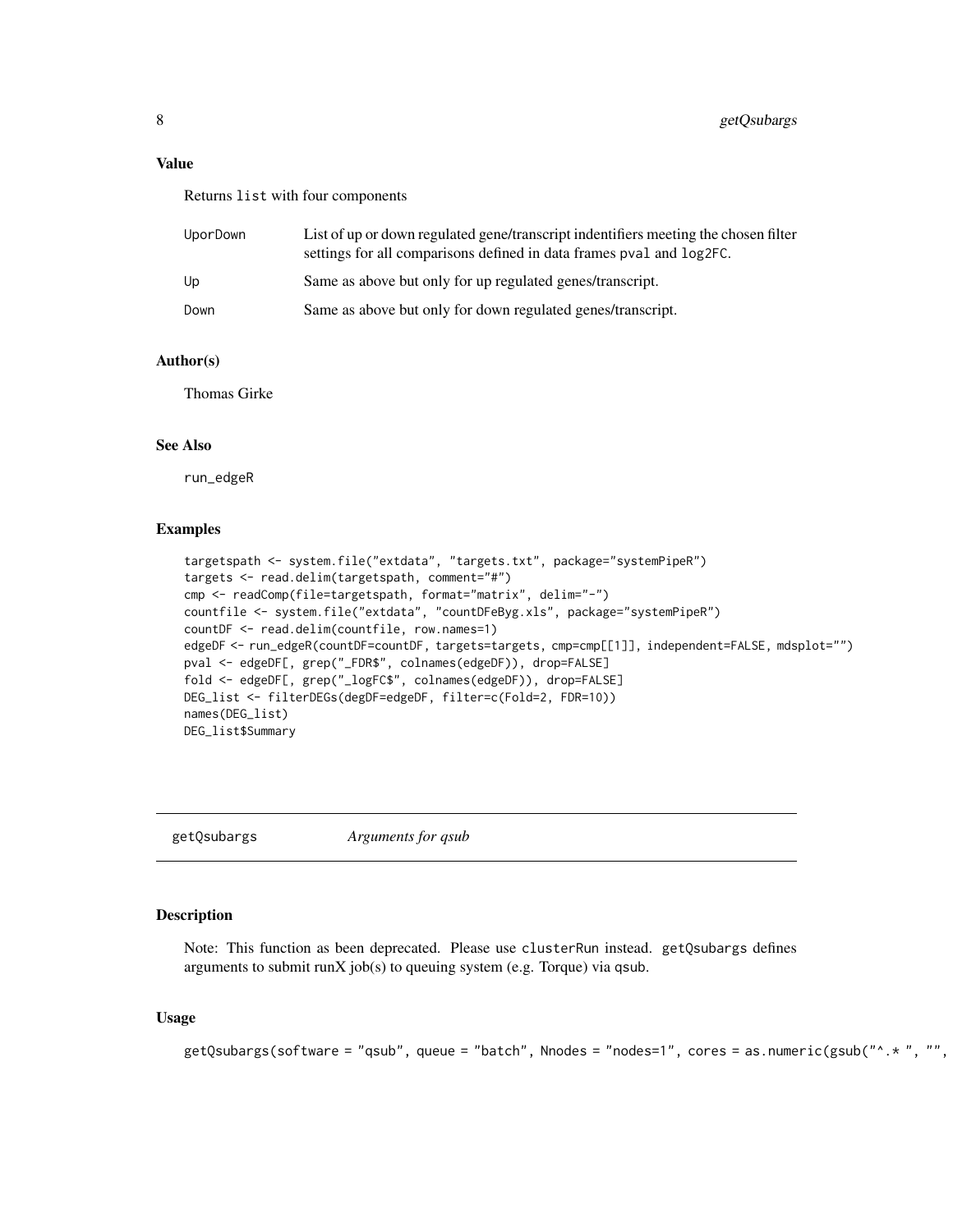## Value

Returns `list` with four components

| | |
|---|---|
| `UporDown` | List of up or down regulated gene/transcript indentifiers meeting the chosen filter settings for all comparisons defined in data frames `pval` and `log2FC`. |
| `Up` | Same as above but only for up regulated genes/transcript. |
| `Down` | Same as above but only for down regulated genes/transcript. |

## Author(s)

Thomas Girke

## See Also

`run_edgeR`

## Examples

```
targetspath <- system.file("extdata", "targets.txt", package="systemPipeR")
targets <- read.delim(targetspath, comment="#")
cmp <- readComp(file=targetspath, format="matrix", delim="-")
countfile <- system.file("extdata", "countDFeByg.xls", package="systemPipeR")
countDF <- read.delim(countfile, row.names=1)
edgeDF <- run_edgeR(countDF=countDF, targets=targets, cmp=cmp[[1]], independent=FALSE, mdsplot="")
pval <- edgeDF[, grep("_FDR$", colnames(edgeDF)), drop=FALSE]
fold <- edgeDF[, grep("_logFC$", colnames(edgeDF)), drop=FALSE]
DEG_list <- filterDEGs(degDF=edgeDF, filter=c(Fold=2, FDR=10))
names(DEG_list)
DEG_list$Summary
```

---

# `getQsubargs` *Arguments for qsub*

## Description

Note: This function as been deprecated. Please use `clusterRun` instead. `getQsubargs` defines arguments to submit runX job(s) to queuing system (e.g. Torque) via `qsub`.

## Usage

```
getQsubargs(software = "qsub", queue = "batch", Nnodes = "nodes=1", cores = as.numeric(gsub("^.* ", "",
```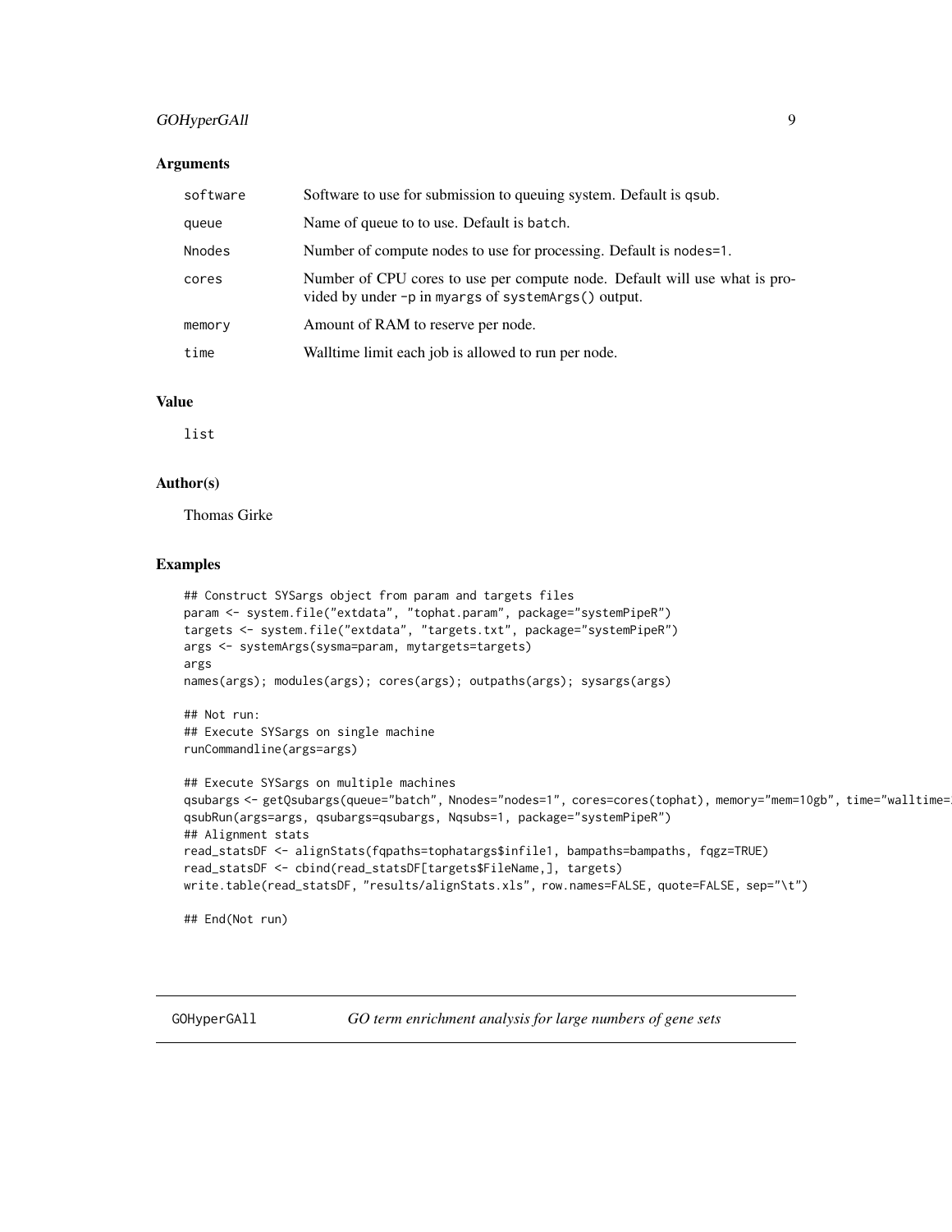## Arguments

| | |
|---|---|
| software | Software to use for submission to queuing system. Default is qsub. |
| queue | Name of queue to to use. Default is batch. |
| Nnodes | Number of compute nodes to use for processing. Default is nodes=1. |
| cores | Number of CPU cores to use per compute node. Default will use what is provided by under -p in myargs of systemArgs() output. |
| memory | Amount of RAM to reserve per node. |
| time | Walltime limit each job is allowed to run per node. |

## Value

list

## Author(s)

Thomas Girke

## Examples

```
## Construct SYSargs object from param and targets files
param <- system.file("extdata", "tophat.param", package="systemPipeR")
targets <- system.file("extdata", "targets.txt", package="systemPipeR")
args <- systemArgs(sysma=param, mytargets=targets)
args
names(args); modules(args); cores(args); outpaths(args); sysargs(args)

## Not run:
## Execute SYSargs on single machine
runCommandline(args=args)

## Execute SYSargs on multiple machines
qsubargs <- getQsubargs(queue="batch", Nnodes="nodes=1", cores=cores(tophat), memory="mem=10gb", time="walltime=
qsubRun(args=args, qsubargs=qsubargs, Nqsubs=1, package="systemPipeR")
## Alignment stats
read_statsDF <- alignStats(fqpaths=tophatargs$infile1, bampaths=bampaths, fqgz=TRUE)
read_statsDF <- cbind(read_statsDF[targets$FileName,], targets)
write.table(read_statsDF, "results/alignStats.xls", row.names=FALSE, quote=FALSE, sep="\t")

## End(Not run)
```

---

# GOHyperGAll *GO term enrichment analysis for large numbers of gene sets*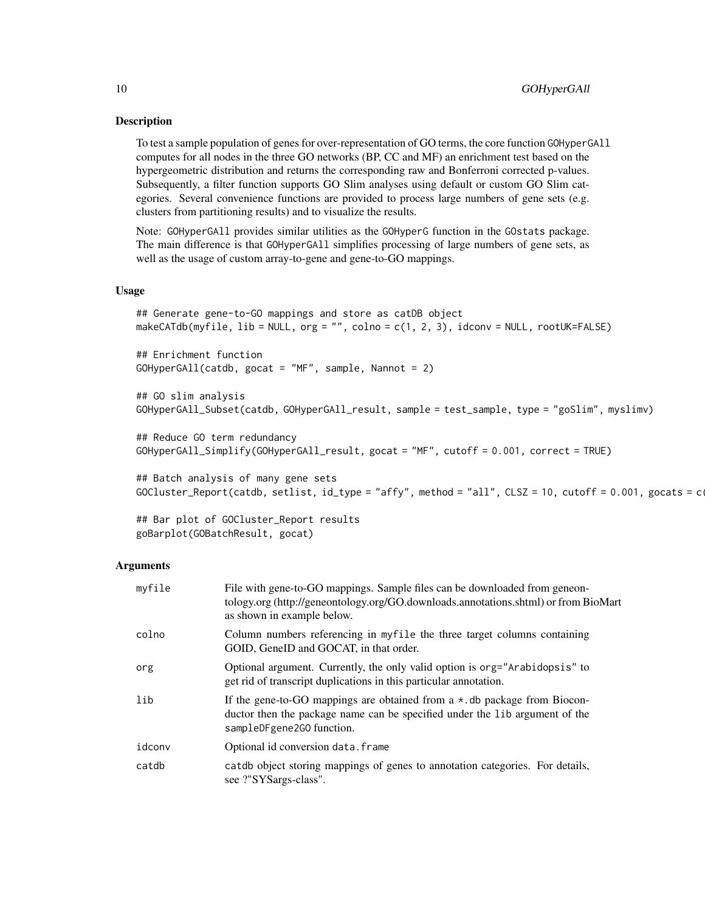## Description

To test a sample population of genes for over-representation of GO terms, the core function `GOHyperGAll` computes for all nodes in the three GO networks (BP, CC and MF) an enrichment test based on the hypergeometric distribution and returns the corresponding raw and Bonferroni corrected p-values. Subsequently, a filter function supports GO Slim analyses using default or custom GO Slim categories. Several convenience functions are provided to process large numbers of gene sets (e.g. clusters from partitioning results) and to visualize the results.

Note: `GOHyperGAll` provides similar utilities as the `GOHyperG` function in the `GOstats` package. The main difference is that `GOHyperGAll` simplifies processing of large numbers of gene sets, as well as the usage of custom array-to-gene and gene-to-GO mappings.

## Usage

```
## Generate gene-to-GO mappings and store as catDB object
makeCATdb(myfile, lib = NULL, org = "", colno = c(1, 2, 3), idconv = NULL, rootUK=FALSE)

## Enrichment function
GOHyperGAll(catdb, gocat = "MF", sample, Nannot = 2)

## GO slim analysis
GOHyperGAll_Subset(catdb, GOHyperGAll_result, sample = test_sample, type = "goSlim", myslimv)

## Reduce GO term redundancy
GOHyperGAll_Simplify(GOHyperGAll_result, gocat = "MF", cutoff = 0.001, correct = TRUE)

## Batch analysis of many gene sets
GOCluster_Report(catdb, setlist, id_type = "affy", method = "all", CLSZ = 10, cutoff = 0.001, gocats = c(

## Bar plot of GOCluster_Report results
goBarplot(GOBatchResult, gocat)
```

## Arguments

| | |
|---|---|
| `myfile` | File with gene-to-GO mappings. Sample files can be downloaded from geneontology.org (http://geneontology.org/GO.downloads.annotations.shtml) or from BioMart as shown in example below. |
| `colno` | Column numbers referencing in `myfile` the three target columns containing GOID, GeneID and GOCAT, in that order. |
| `org` | Optional argument. Currently, the only valid option is `org="Arabidopsis"` to get rid of transcript duplications in this particular annotation. |
| `lib` | If the gene-to-GO mappings are obtained from a `*.db` package from Bioconductor then the package name can be specified under the `lib` argument of the `sampleDFgene2GO` function. |
| `idconv` | Optional id conversion `data.frame` |
| `catdb` | `catdb` object storing mappings of genes to annotation categories. For details, see ?"SYSargs-class". |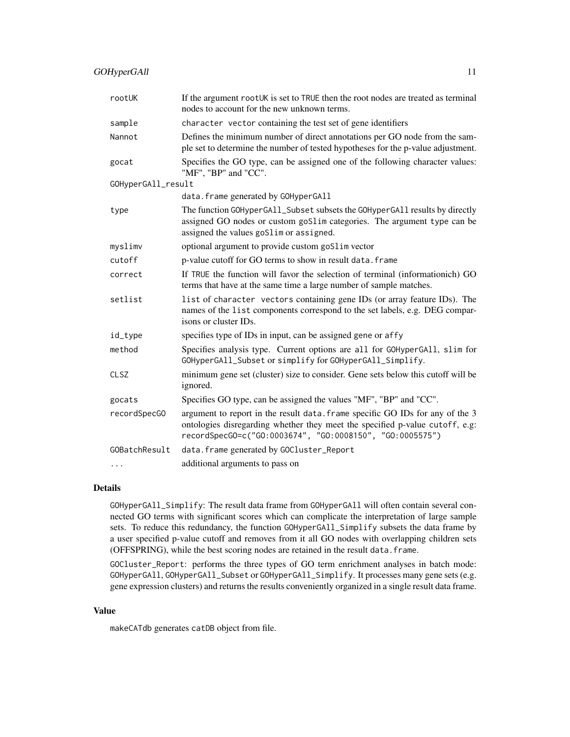| | |
|---|---|
| `rootUK` | If the argument `rootUK` is set to `TRUE` then the root nodes are treated as terminal nodes to account for the new unknown terms. |
| `sample` | `character vector` containing the test set of gene identifiers |
| `Nannot` | Defines the minimum number of direct annotations per GO node from the sample set to determine the number of tested hypotheses for the p-value adjustment. |
| `gocat` | Specifies the GO type, can be assigned one of the following character values: "MF", "BP" and "CC". |
| `GOHyperGAll_result` | `data.frame` generated by `GOHyperGAll` |
| `type` | The function `GOHyperGAll_Subset` subsets the `GOHyperGAll` results by directly assigned GO nodes or custom `goSlim` categories. The argument `type` can be assigned the values `goSlim` or `assigned`. |
| `myslimv` | optional argument to provide custom `goSlim` vector |
| `cutoff` | p-value cutoff for GO terms to show in result `data.frame` |
| `correct` | If `TRUE` the function will favor the selection of terminal (informationich) GO terms that have at the same time a large number of sample matches. |
| `setlist` | `list` of `character vectors` containing gene IDs (or array feature IDs). The names of the `list` components correspond to the set labels, e.g. DEG comparisons or cluster IDs. |
| `id_type` | specifies type of IDs in input, can be assigned `gene` or `affy` |
| `method` | Specifies analysis type. Current options are `all` for `GOHyperGAll`, `slim` for `GOHyperGAll_Subset` or `simplify` for `GOHyperGAll_Simplify`. |
| `CLSZ` | minimum gene set (cluster) size to consider. Gene sets below this cutoff will be ignored. |
| `gocats` | Specifies GO type, can be assigned the values "MF", "BP" and "CC". |
| `recordSpecGO` | argument to report in the result `data.frame` specific GO IDs for any of the 3 ontologies disregarding whether they meet the specified p-value `cutoff`, e.g: `recordSpecGO=c("GO:0003674", "GO:0008150", "GO:0005575")` |
| `GOBatchResult` | `data.frame` generated by `GOCluster_Report` |
| `...` | additional arguments to pass on |

## Details

`GOHyperGAll_Simplify`: The result data frame from `GOHyperGAll` will often contain several connected GO terms with significant scores which can complicate the interpretation of large sample sets. To reduce this redundancy, the function `GOHyperGAll_Simplify` subsets the data frame by a user specified p-value cutoff and removes from it all GO nodes with overlapping children sets (OFFSPRING), while the best scoring nodes are retained in the result `data.frame`.

`GOCluster_Report`: performs the three types of GO term enrichment analyses in batch mode: `GOHyperGAll`, `GOHyperGAll_Subset` or `GOHyperGAll_Simplify`. It processes many gene sets (e.g. gene expression clusters) and returns the results conveniently organized in a single result data frame.

## Value

`makeCATdb` generates `catDB` object from file.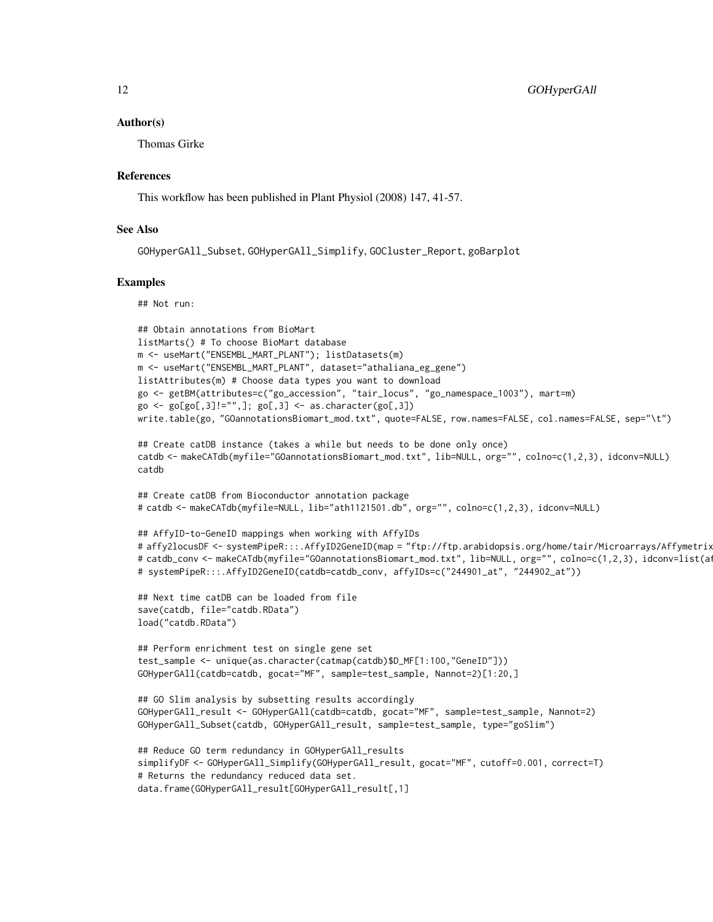## Author(s)

Thomas Girke

## References

This workflow has been published in Plant Physiol (2008) 147, 41-57.

## See Also

GOHyperGAll_Subset, GOHyperGAll_Simplify, GOCluster_Report, goBarplot

## Examples

```
## Not run:

## Obtain annotations from BioMart
listMarts() # To choose BioMart database
m <- useMart("ENSEMBL_MART_PLANT"); listDatasets(m)
m <- useMart("ENSEMBL_MART_PLANT", dataset="athaliana_eg_gene")
listAttributes(m) # Choose data types you want to download
go <- getBM(attributes=c("go_accession", "tair_locus", "go_namespace_1003"), mart=m)
go <- go[go[,3]!="",]; go[,3] <- as.character(go[,3])
write.table(go, "GOannotationsBiomart_mod.txt", quote=FALSE, row.names=FALSE, col.names=FALSE, sep="\t")

## Create catDB instance (takes a while but needs to be done only once)
catdb <- makeCATdb(myfile="GOannotationsBiomart_mod.txt", lib=NULL, org="", colno=c(1,2,3), idconv=NULL)
catdb

## Create catDB from Bioconductor annotation package
# catdb <- makeCATdb(myfile=NULL, lib="ath1121501.db", org="", colno=c(1,2,3), idconv=NULL)

## AffyID-to-GeneID mappings when working with AffyIDs
# affy2locusDF <- systemPipeR:::.AffyID2GeneID(map = "ftp://ftp.arabidopsis.org/home/tair/Microarrays/Affymetrix
# catdb_conv <- makeCATdb(myfile="GOannotationsBiomart_mod.txt", lib=NULL, org="", colno=c(1,2,3), idconv=list(af
# systemPipeR:::.AffyID2GeneID(catdb=catdb_conv, affyIDs=c("244901_at", "244902_at"))

## Next time catDB can be loaded from file
save(catdb, file="catdb.RData")
load("catdb.RData")

## Perform enrichment test on single gene set
test_sample <- unique(as.character(catmap(catdb)$D_MF[1:100,"GeneID"]))
GOHyperGAll(catdb=catdb, gocat="MF", sample=test_sample, Nannot=2)[1:20,]

## GO Slim analysis by subsetting results accordingly
GOHyperGAll_result <- GOHyperGAll(catdb=catdb, gocat="MF", sample=test_sample, Nannot=2)
GOHyperGAll_Subset(catdb, GOHyperGAll_result, sample=test_sample, type="goSlim")

## Reduce GO term redundancy in GOHyperGAll_results
simplifyDF <- GOHyperGAll_Simplify(GOHyperGAll_result, gocat="MF", cutoff=0.001, correct=T)
# Returns the redundancy reduced data set.
data.frame(GOHyperGAll_result[GOHyperGAll_result[,1]
```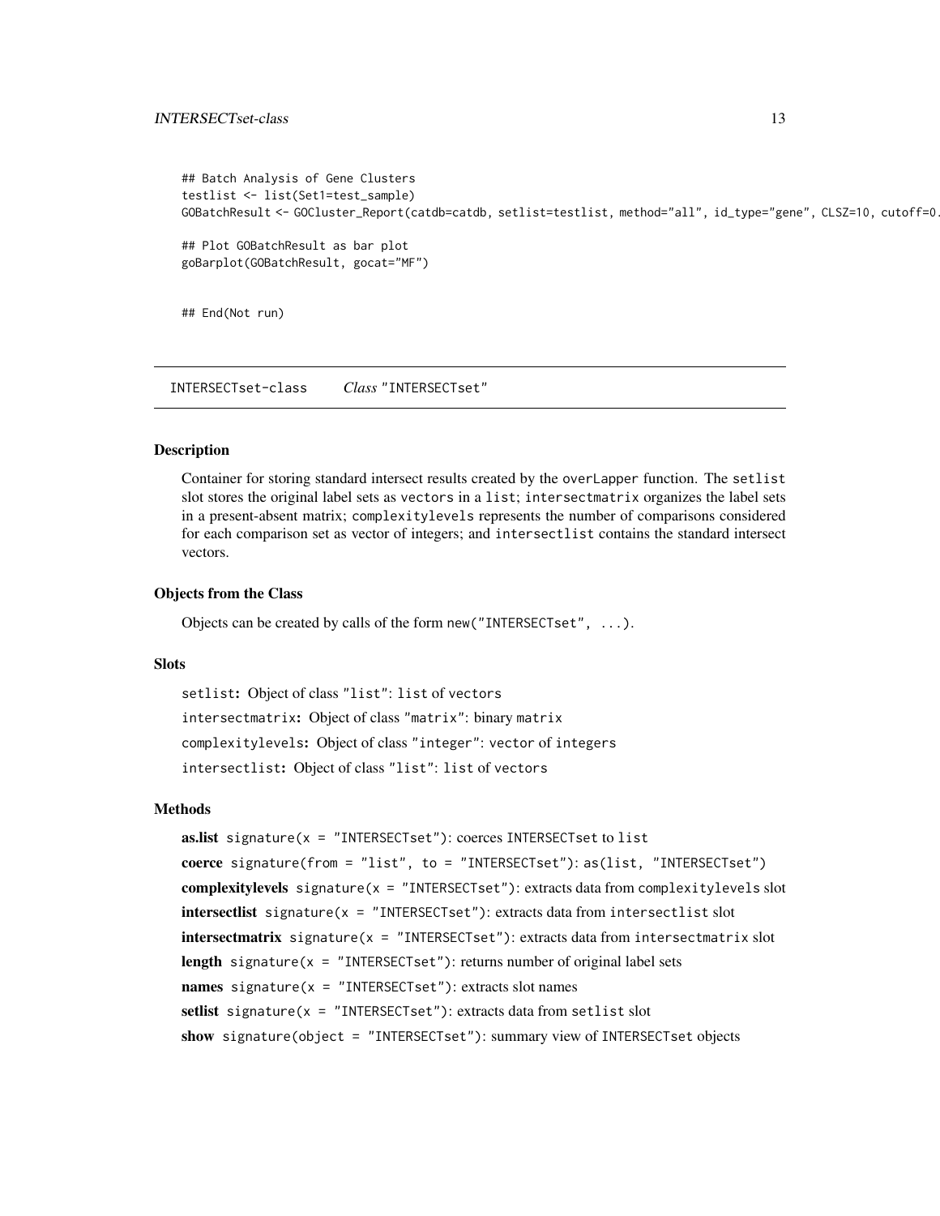```
## Batch Analysis of Gene Clusters
testlist <- list(Set1=test_sample)
GOBatchResult <- GOCluster_Report(catdb=catdb, setlist=testlist, method="all", id_type="gene", CLSZ=10, cutoff=0.

## Plot GOBatchResult as bar plot
goBarplot(GOBatchResult, gocat="MF")


## End(Not run)
```

---

INTERSECTset-class *Class* "INTERSECTset"

---

### Description

Container for storing standard intersect results created by the overLapper function. The setlist slot stores the original label sets as vectors in a list; intersectmatrix organizes the label sets in a present-absent matrix; complexitylevels represents the number of comparisons considered for each comparison set as vector of integers; and intersectlist contains the standard intersect vectors.

### Objects from the Class

Objects can be created by calls of the form new("INTERSECTset", ...).

### Slots

setlist**:** Object of class "list": list of vectors

intersectmatrix**:** Object of class "matrix": binary matrix

complexitylevels**:** Object of class "integer": vector of integers

intersectlist**:** Object of class "list": list of vectors

### Methods

**as.list** signature(x = "INTERSECTset"): coerces INTERSECTset to list

**coerce** signature(from = "list", to = "INTERSECTset"): as(list, "INTERSECTset")

**complexitylevels** signature(x = "INTERSECTset"): extracts data from complexitylevels slot

**intersectlist** signature(x = "INTERSECTset"): extracts data from intersectlist slot

**intersectmatrix** signature(x = "INTERSECTset"): extracts data from intersectmatrix slot

**length** signature(x = "INTERSECTset"): returns number of original label sets

**names** signature(x = "INTERSECTset"): extracts slot names

**setlist** signature(x = "INTERSECTset"): extracts data from setlist slot

**show** signature(object = "INTERSECTset"): summary view of INTERSECTset objects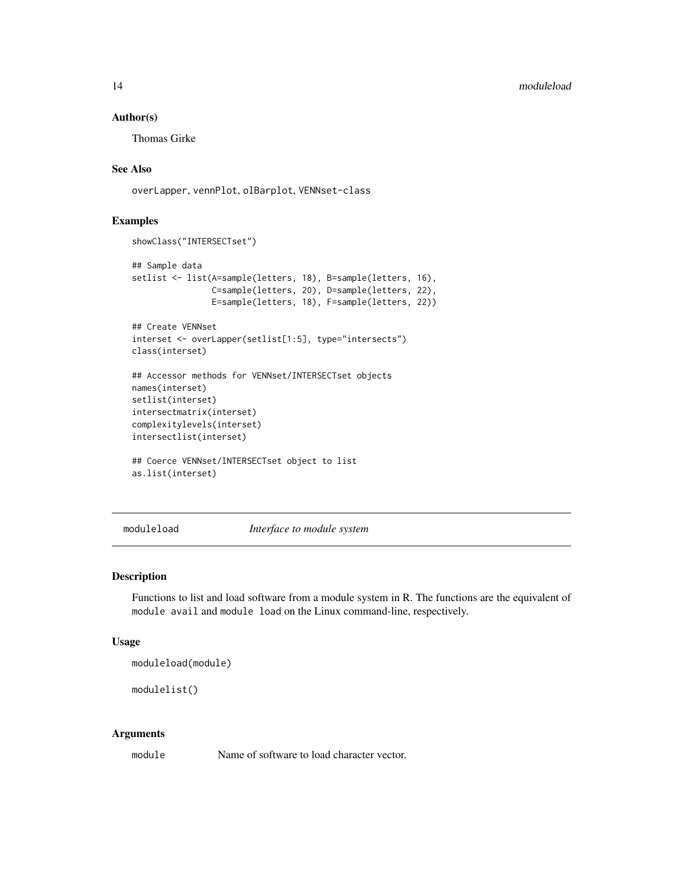## Author(s)

Thomas Girke

## See Also

overLapper, vennPlot, olBarplot, VENNset-class

## Examples

```
showClass("INTERSECTset")

## Sample data
setlist <- list(A=sample(letters, 18), B=sample(letters, 16),
                C=sample(letters, 20), D=sample(letters, 22),
                E=sample(letters, 18), F=sample(letters, 22))

## Create VENNset
interset <- overLapper(setlist[1:5], type="intersects")
class(interset)

## Accessor methods for VENNset/INTERSECTset objects
names(interset)
setlist(interset)
intersectmatrix(interset)
complexitylevels(interset)
intersectlist(interset)

## Coerce VENNset/INTERSECTset object to list
as.list(interset)
```

---

# moduleload *Interface to module system*

---

## Description

Functions to list and load software from a module system in R. The functions are the equivalent of `module avail` and `module load` on the Linux command-line, respectively.

## Usage

```
moduleload(module)

modulelist()
```

## Arguments

| | |
|---|---|
| module | Name of software to load character vector. |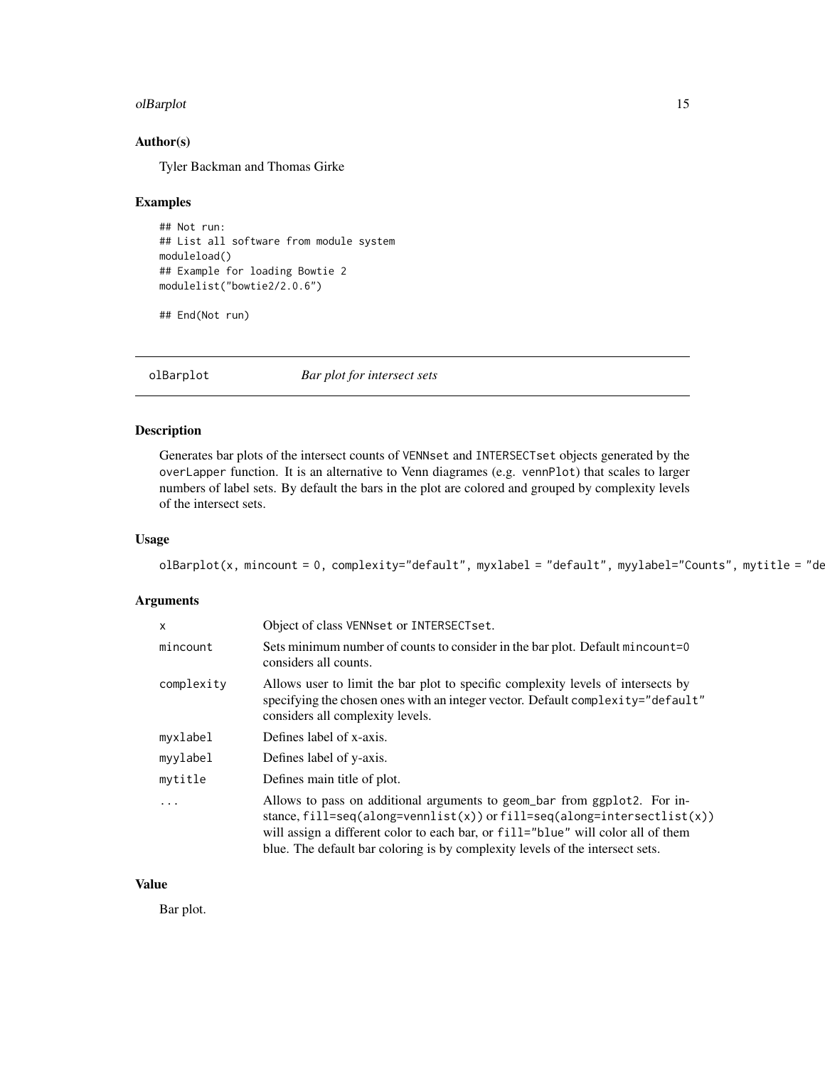## Author(s)

Tyler Backman and Thomas Girke

## Examples

```
## Not run:
## List all software from module system
moduleload()
## Example for loading Bowtie 2
modulelist("bowtie2/2.0.6")

## End(Not run)
```

---

# olBarplot *Bar plot for intersect sets*

---

## Description

Generates bar plots of the intersect counts of VENNset and INTERSECTset objects generated by the overLapper function. It is an alternative to Venn diagrames (e.g. vennPlot) that scales to larger numbers of label sets. By default the bars in the plot are colored and grouped by complexity levels of the intersect sets.

## Usage

```
olBarplot(x, mincount = 0, complexity="default", myxlabel = "default", myylabel="Counts", mytitle = "de
```

## Arguments

| | |
|---|---|
| x | Object of class VENNset or INTERSECTset. |
| mincount | Sets minimum number of counts to consider in the bar plot. Default mincount=0 considers all counts. |
| complexity | Allows user to limit the bar plot to specific complexity levels of intersects by specifying the chosen ones with an integer vector. Default complexity="default" considers all complexity levels. |
| myxlabel | Defines label of x-axis. |
| myylabel | Defines label of y-axis. |
| mytitle | Defines main title of plot. |
| ... | Allows to pass on additional arguments to geom_bar from ggplot2. For instance, fill=seq(along=vennlist(x)) or fill=seq(along=intersectlist(x)) will assign a different color to each bar, or fill="blue" will color all of them blue. The default bar coloring is by complexity levels of the intersect sets. |

## Value

Bar plot.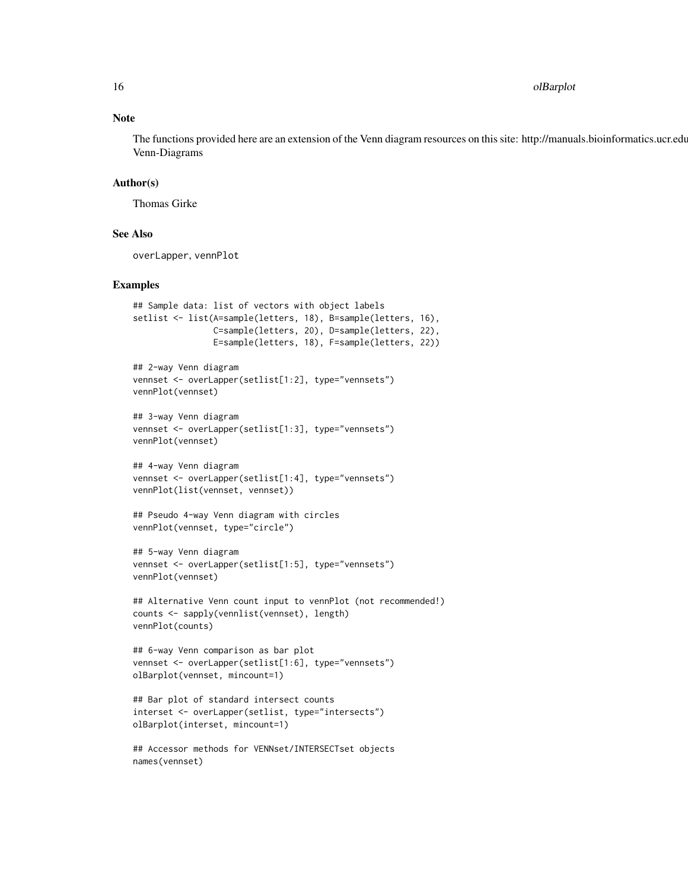## Note

The functions provided here are an extension of the Venn diagram resources on this site: http://manuals.bioinformatics.ucr.edu Venn-Diagrams

## Author(s)

Thomas Girke

## See Also

`overLapper`, `vennPlot`

## Examples

```
## Sample data: list of vectors with object labels
setlist <- list(A=sample(letters, 18), B=sample(letters, 16),
                C=sample(letters, 20), D=sample(letters, 22),
                E=sample(letters, 18), F=sample(letters, 22))

## 2-way Venn diagram
vennset <- overLapper(setlist[1:2], type="vennsets")
vennPlot(vennset)

## 3-way Venn diagram
vennset <- overLapper(setlist[1:3], type="vennsets")
vennPlot(vennset)

## 4-way Venn diagram
vennset <- overLapper(setlist[1:4], type="vennsets")
vennPlot(list(vennset, vennset))

## Pseudo 4-way Venn diagram with circles
vennPlot(vennset, type="circle")

## 5-way Venn diagram
vennset <- overLapper(setlist[1:5], type="vennsets")
vennPlot(vennset)

## Alternative Venn count input to vennPlot (not recommended!)
counts <- sapply(vennlist(vennset), length)
vennPlot(counts)

## 6-way Venn comparison as bar plot
vennset <- overLapper(setlist[1:6], type="vennsets")
olBarplot(vennset, mincount=1)

## Bar plot of standard intersect counts
interset <- overLapper(setlist, type="intersects")
olBarplot(interset, mincount=1)

## Accessor methods for VENNset/INTERSECTset objects
names(vennset)
```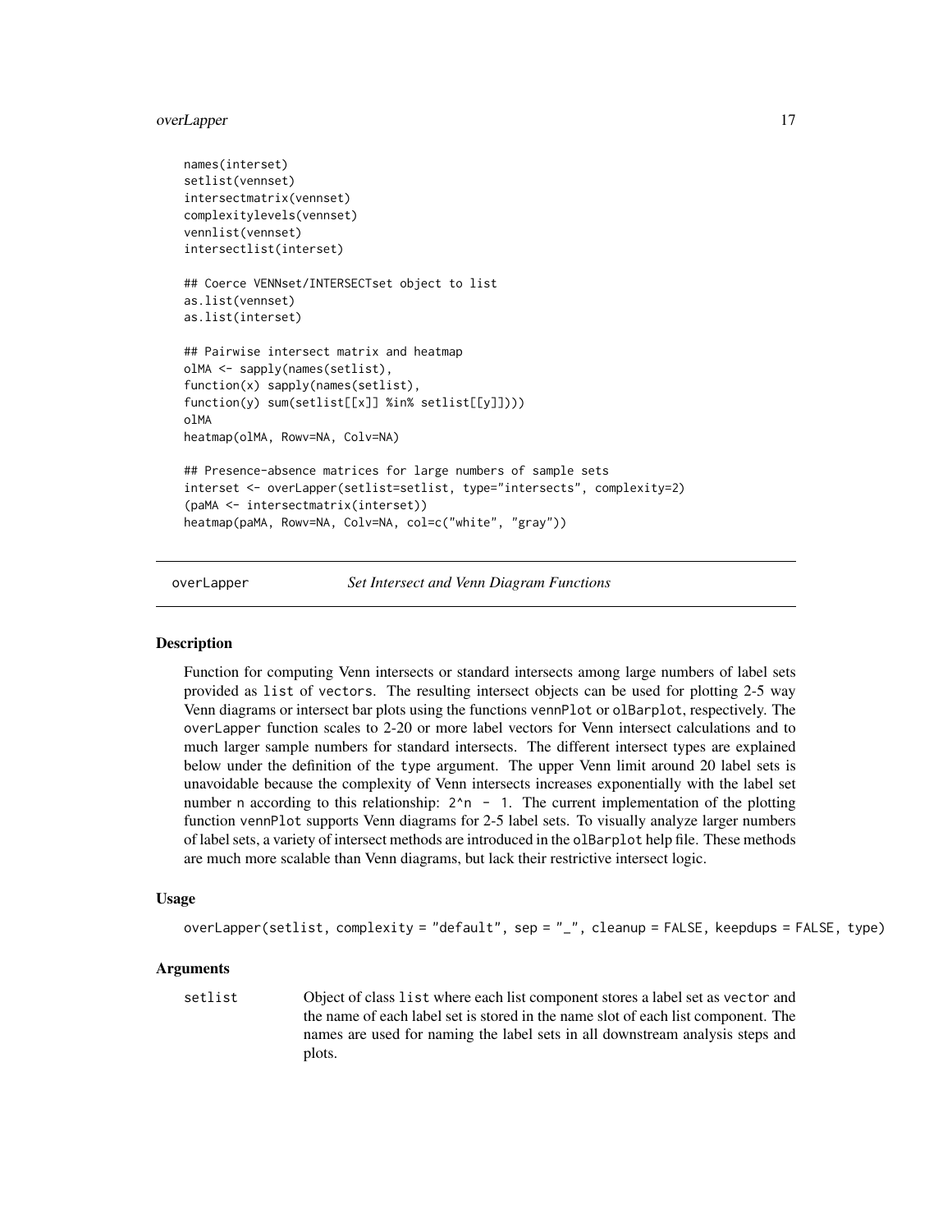```
names(interset)
setlist(vennset)
intersectmatrix(vennset)
complexitylevels(vennset)
vennlist(vennset)
intersectlist(interset)

## Coerce VENNset/INTERSECTset object to list
as.list(vennset)
as.list(interset)

## Pairwise intersect matrix and heatmap
olMA <- sapply(names(setlist),
function(x) sapply(names(setlist),
function(y) sum(setlist[[x]] %in% setlist[[y]])))
olMA
heatmap(olMA, Rowv=NA, Colv=NA)

## Presence-absence matrices for large numbers of sample sets
interset <- overLapper(setlist=setlist, type="intersects", complexity=2)
(paMA <- intersectmatrix(interset))
heatmap(paMA, Rowv=NA, Colv=NA, col=c("white", "gray"))
```

---

## overLapper — *Set Intersect and Venn Diagram Functions*

### Description

Function for computing Venn intersects or standard intersects among large numbers of label sets provided as `list` of `vectors`. The resulting intersect objects can be used for plotting 2-5 way Venn diagrams or intersect bar plots using the functions `vennPlot` or `olBarplot`, respectively. The `overLapper` function scales to 2-20 or more label vectors for Venn intersect calculations and to much larger sample numbers for standard intersects. The different intersect types are explained below under the definition of the `type` argument. The upper Venn limit around 20 label sets is unavoidable because the complexity of Venn intersects increases exponentially with the label set number `n` according to this relationship: `2^n - 1`. The current implementation of the plotting function `vennPlot` supports Venn diagrams for 2-5 label sets. To visually analyze larger numbers of label sets, a variety of intersect methods are introduced in the `olBarplot` help file. These methods are much more scalable than Venn diagrams, but lack their restrictive intersect logic.

### Usage

```
overLapper(setlist, complexity = "default", sep = "_", cleanup = FALSE, keepdups = FALSE, type)
```

### Arguments

| | |
|---|---|
| `setlist` | Object of class `list` where each list component stores a label set as `vector` and the name of each label set is stored in the name slot of each list component. The names are used for naming the label sets in all downstream analysis steps and plots. |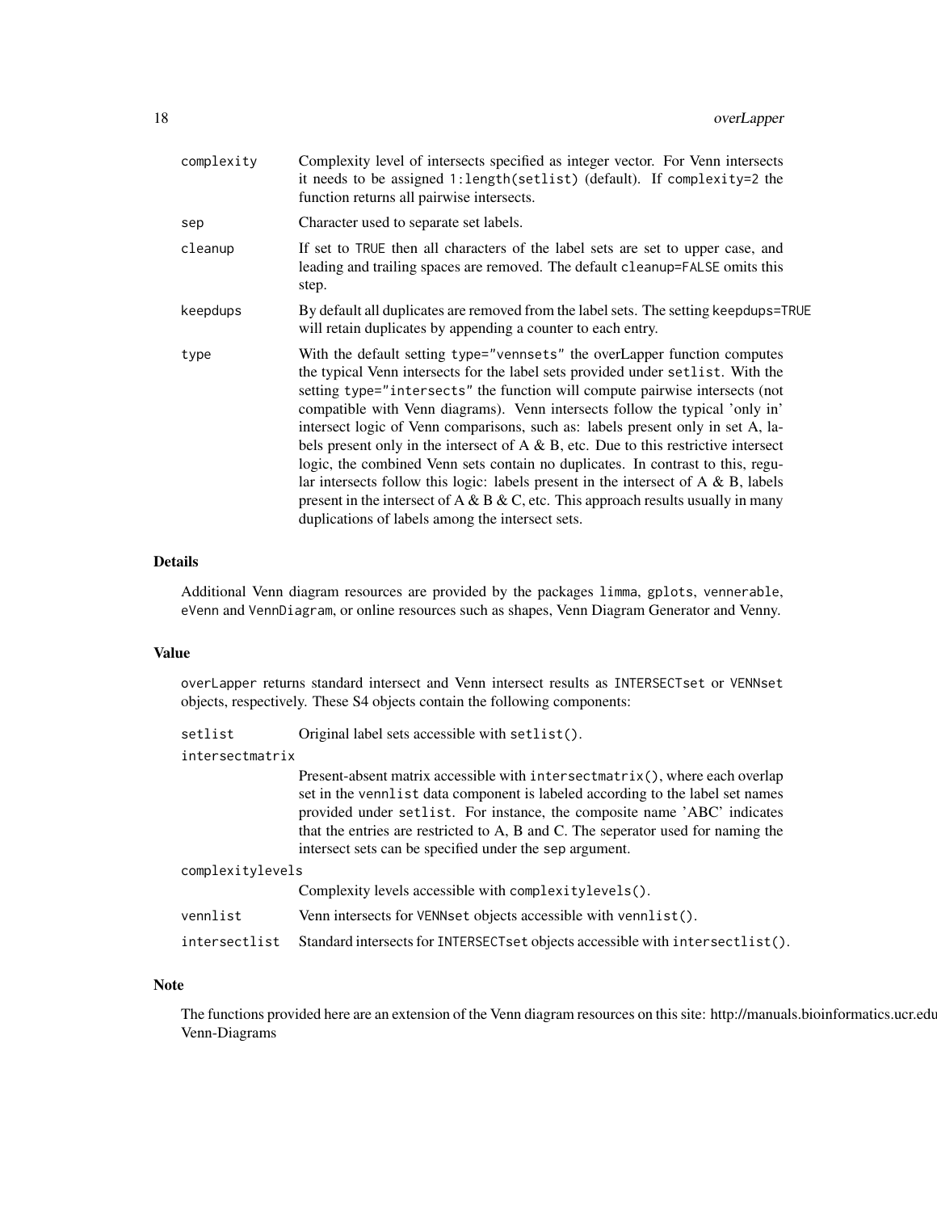complexity
: Complexity level of intersects specified as integer vector. For Venn intersects it needs to be assigned `1:length(setlist)` (default). If `complexity=2` the function returns all pairwise intersects.

sep
: Character used to separate set labels.

cleanup
: If set to `TRUE` then all characters of the label sets are set to upper case, and leading and trailing spaces are removed. The default `cleanup=FALSE` omits this step.

keepdups
: By default all duplicates are removed from the label sets. The setting `keepdups=TRUE` will retain duplicates by appending a counter to each entry.

type
: With the default setting `type="vennsets"` the overLapper function computes the typical Venn intersects for the label sets provided under `setlist`. With the setting `type="intersects"` the function will compute pairwise intersects (not compatible with Venn diagrams). Venn intersects follow the typical 'only in' intersect logic of Venn comparisons, such as: labels present only in set A, labels present only in the intersect of A & B, etc. Due to this restrictive intersect logic, the combined Venn sets contain no duplicates. In contrast to this, regular intersects follow this logic: labels present in the intersect of A & B, labels present in the intersect of A & B & C, etc. This approach results usually in many duplications of labels among the intersect sets.

## Details

Additional Venn diagram resources are provided by the packages `limma`, `gplots`, `vennerable`, `eVenn` and `VennDiagram`, or online resources such as shapes, Venn Diagram Generator and Venny.

## Value

`overLapper` returns standard intersect and Venn intersect results as `INTERSECTset` or `VENNset` objects, respectively. These S4 objects contain the following components:

setlist
: Original label sets accessible with `setlist()`.

intersectmatrix
: Present-absent matrix accessible with `intersectmatrix()`, where each overlap set in the `vennlist` data component is labeled according to the label set names provided under `setlist`. For instance, the composite name 'ABC' indicates that the entries are restricted to A, B and C. The seperator used for naming the intersect sets can be specified under the `sep` argument.

complexitylevels
: Complexity levels accessible with `complexitylevels()`.

vennlist
: Venn intersects for `VENNset` objects accessible with `vennlist()`.

intersectlist
: Standard intersects for `INTERSECTset` objects accessible with `intersectlist()`.

## Note

The functions provided here are an extension of the Venn diagram resources on this site: http://manuals.bioinformatics.ucr.edu Venn-Diagrams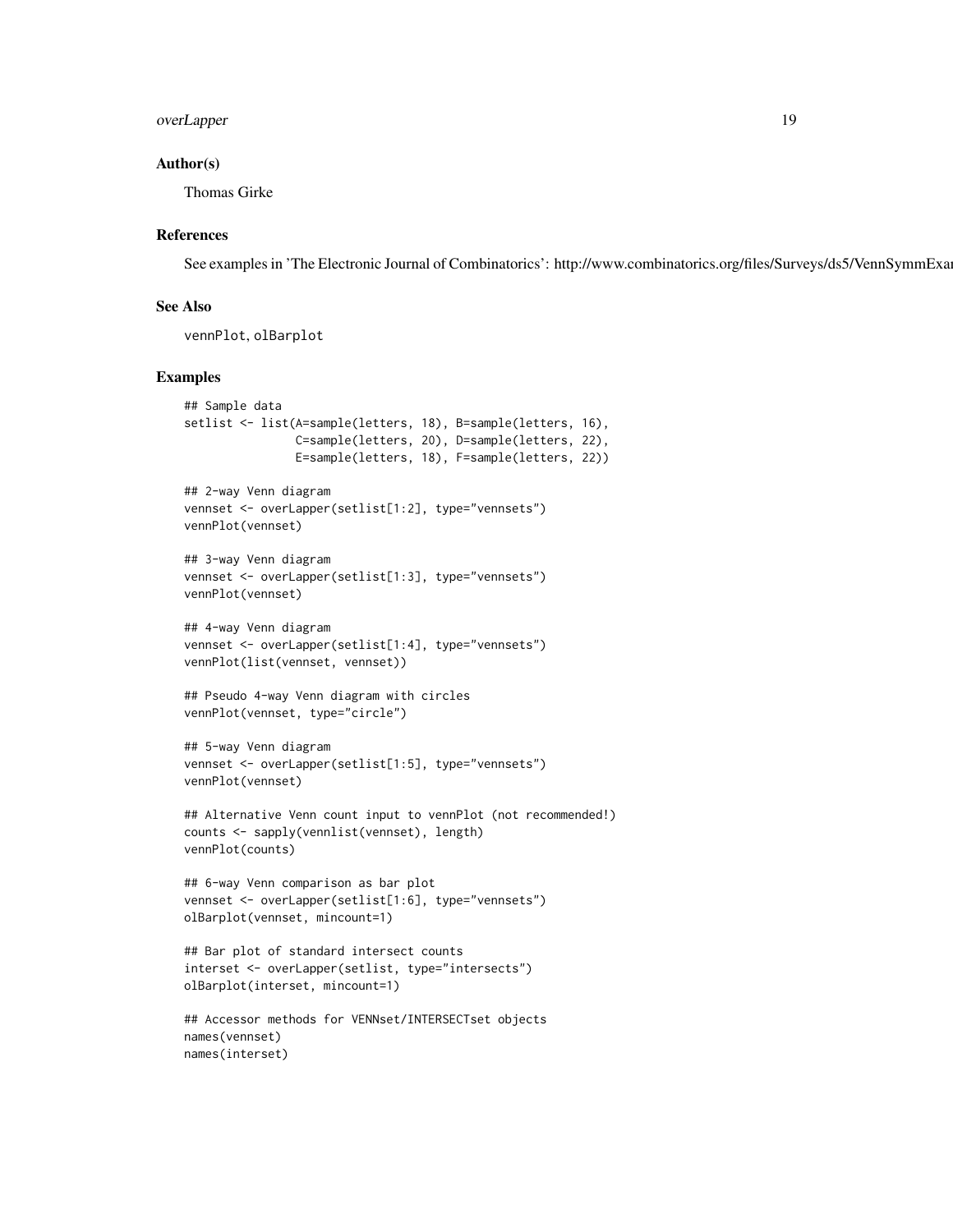### Author(s)

Thomas Girke

### References

See examples in 'The Electronic Journal of Combinatorics': http://www.combinatorics.org/files/Surveys/ds5/VennSymmExa

### See Also

vennPlot, olBarplot

### Examples

```
## Sample data
setlist <- list(A=sample(letters, 18), B=sample(letters, 16),
                C=sample(letters, 20), D=sample(letters, 22),
                E=sample(letters, 18), F=sample(letters, 22))

## 2-way Venn diagram
vennset <- overLapper(setlist[1:2], type="vennsets")
vennPlot(vennset)

## 3-way Venn diagram
vennset <- overLapper(setlist[1:3], type="vennsets")
vennPlot(vennset)

## 4-way Venn diagram
vennset <- overLapper(setlist[1:4], type="vennsets")
vennPlot(list(vennset, vennset))

## Pseudo 4-way Venn diagram with circles
vennPlot(vennset, type="circle")

## 5-way Venn diagram
vennset <- overLapper(setlist[1:5], type="vennsets")
vennPlot(vennset)

## Alternative Venn count input to vennPlot (not recommended!)
counts <- sapply(vennlist(vennset), length)
vennPlot(counts)

## 6-way Venn comparison as bar plot
vennset <- overLapper(setlist[1:6], type="vennsets")
olBarplot(vennset, mincount=1)

## Bar plot of standard intersect counts
interset <- overLapper(setlist, type="intersects")
olBarplot(interset, mincount=1)

## Accessor methods for VENNset/INTERSECTset objects
names(vennset)
names(interset)
```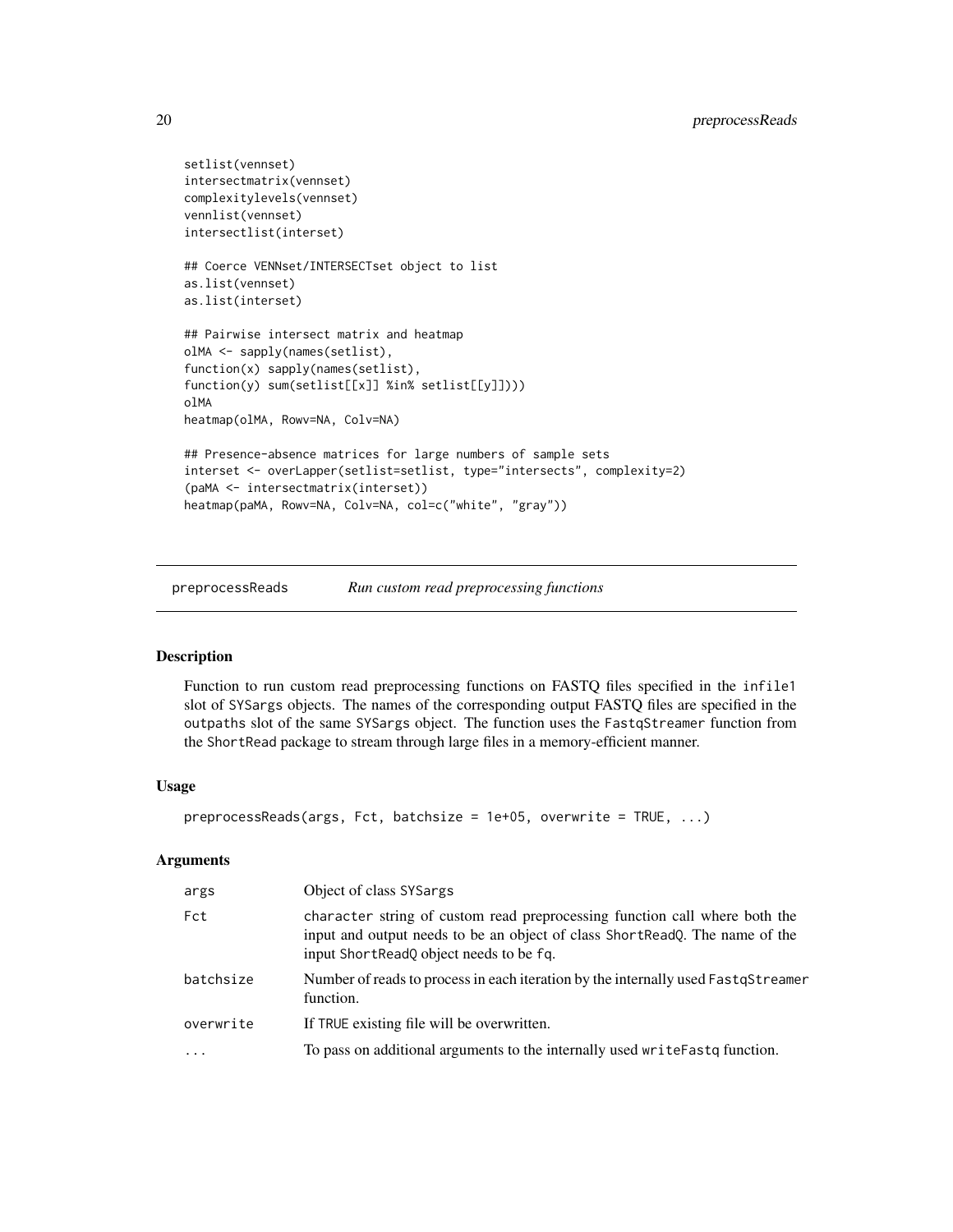```
setlist(vennset)
intersectmatrix(vennset)
complexitylevels(vennset)
vennlist(vennset)
intersectlist(interset)

## Coerce VENNset/INTERSECTset object to list
as.list(vennset)
as.list(interset)

## Pairwise intersect matrix and heatmap
olMA <- sapply(names(setlist),
function(x) sapply(names(setlist),
function(y) sum(setlist[[x]] %in% setlist[[y]])))
olMA
heatmap(olMA, Rowv=NA, Colv=NA)

## Presence-absence matrices for large numbers of sample sets
interset <- overLapper(setlist=setlist, type="intersects", complexity=2)
(paMA <- intersectmatrix(interset))
heatmap(paMA, Rowv=NA, Colv=NA, col=c("white", "gray"))
```

---

## preprocessReads — *Run custom read preprocessing functions*

---

### Description

Function to run custom read preprocessing functions on FASTQ files specified in the `infile1` slot of `SYSargs` objects. The names of the corresponding output FASTQ files are specified in the `outpaths` slot of the same `SYSargs` object. The function uses the `FastqStreamer` function from the `ShortRead` package to stream through large files in a memory-efficient manner.

### Usage

```
preprocessReads(args, Fct, batchsize = 1e+05, overwrite = TRUE, ...)
```

### Arguments

| | |
|---|---|
| `args` | Object of class `SYSargs` |
| `Fct` | `character` string of custom read preprocessing function call where both the input and output needs to be an object of class `ShortReadQ`. The name of the input `ShortReadQ` object needs to be `fq`. |
| `batchsize` | Number of reads to process in each iteration by the internally used `FastqStreamer` function. |
| `overwrite` | If `TRUE` existing file will be overwritten. |
| `...` | To pass on additional arguments to the internally used `writeFastq` function. |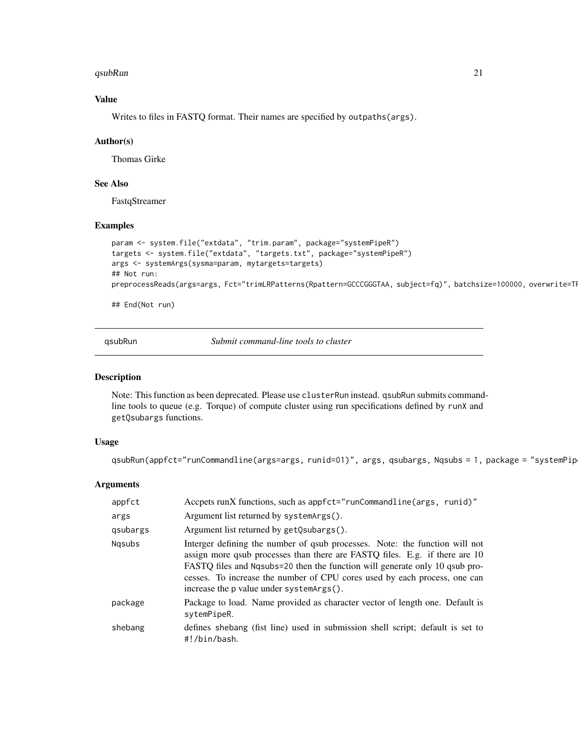### Value

Writes to files in FASTQ format. Their names are specified by outpaths(args).

### Author(s)

Thomas Girke

### See Also

FastqStreamer

### Examples

```
param <- system.file("extdata", "trim.param", package="systemPipeR")
targets <- system.file("extdata", "targets.txt", package="systemPipeR")
args <- systemArgs(sysma=param, mytargets=targets)
## Not run:
preprocessReads(args=args, Fct="trimLRPatterns(Rpattern=GCCCGGGTAA, subject=fq)", batchsize=100000, overwrite=TF

## End(Not run)
```

---

## qsubRun — *Submit command-line tools to cluster*

### Description

Note: This function as been deprecated. Please use clusterRun instead. qsubRun submits command-line tools to queue (e.g. Torque) of compute cluster using run specifications defined by runX and getQsubargs functions.

### Usage

```
qsubRun(appfct="runCommandline(args=args, runid=01)", args, qsubargs, Nqsubs = 1, package = "systemPip
```

### Arguments

| | |
|---|---|
| appfct | Accpets runX functions, such as appfct="runCommandline(args, runid)" |
| args | Argument list returned by systemArgs(). |
| qsubargs | Argument list returned by getQsubargs(). |
| Nqsubs | Interger defining the number of qsub processes. Note: the function will not assign more qsub processes than there are FASTQ files. E.g. if there are 10 FASTQ files and Nqsubs=20 then the function will generate only 10 qsub processes. To increase the number of CPU cores used by each process, one can increase the p value under systemArgs(). |
| package | Package to load. Name provided as character vector of length one. Default is sytemPipeR. |
| shebang | defines shebang (fist line) used in submission shell script; default is set to #!/bin/bash. |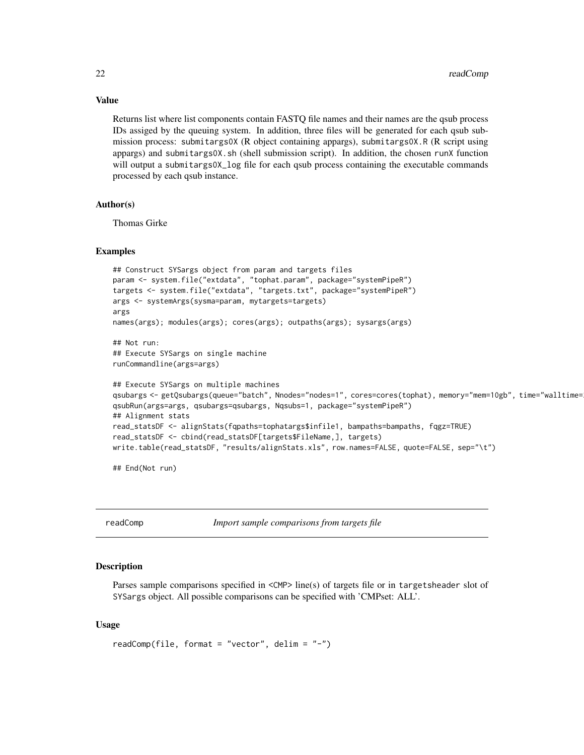## Value

Returns list where list components contain FASTQ file names and their names are the qsub process IDs assiged by the queuing system. In addition, three files will be generated for each qsub submission process: `submitargs0X` (R object containing appargs), `submitargs0X.R` (R script using appargs) and `submitargs0X.sh` (shell submission script). In addition, the chosen `runX` function will output a `submitargs0X_log` file for each qsub process containing the executable commands processed by each qsub instance.

## Author(s)

Thomas Girke

## Examples

```
## Construct SYSargs object from param and targets files
param <- system.file("extdata", "tophat.param", package="systemPipeR")
targets <- system.file("extdata", "targets.txt", package="systemPipeR")
args <- systemArgs(sysma=param, mytargets=targets)
args
names(args); modules(args); cores(args); outpaths(args); sysargs(args)

## Not run:
## Execute SYSargs on single machine
runCommandline(args=args)

## Execute SYSargs on multiple machines
qsubargs <- getQsubargs(queue="batch", Nnodes="nodes=1", cores=cores(tophat), memory="mem=10gb", time="walltime=
qsubRun(args=args, qsubargs=qsubargs, Nqsubs=1, package="systemPipeR")
## Alignment stats
read_statsDF <- alignStats(fqpaths=tophatargs$infile1, bampaths=bampaths, fqgz=TRUE)
read_statsDF <- cbind(read_statsDF[targets$FileName,], targets)
write.table(read_statsDF, "results/alignStats.xls", row.names=FALSE, quote=FALSE, sep="\t")

## End(Not run)
```

---

# readComp — *Import sample comparisons from targets file*

## Description

Parses sample comparisons specified in `<CMP>` line(s) of targets file or in `targetsheader` slot of `SYSargs` object. All possible comparisons can be specified with 'CMPset: ALL'.

## Usage

```
readComp(file, format = "vector", delim = "-")
```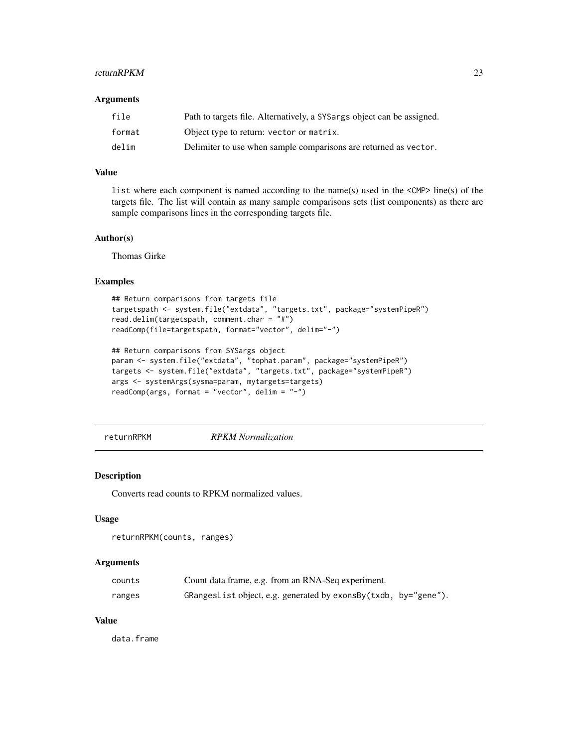### Arguments

| | |
|---|---|
| `file` | Path to targets file. Alternatively, a `SYSargs` object can be assigned. |
| `format` | Object type to return: `vector` or `matrix`. |
| `delim` | Delimiter to use when sample comparisons are returned as `vector`. |

### Value

`list` where each component is named according to the name(s) used in the `<CMP>` line(s) of the targets file. The list will contain as many sample comparisons sets (list components) as there are sample comparisons lines in the corresponding targets file.

### Author(s)

Thomas Girke

### Examples

```
## Return comparisons from targets file
targetspath <- system.file("extdata", "targets.txt", package="systemPipeR")
read.delim(targetspath, comment.char = "#")
readComp(file=targetspath, format="vector", delim="-")

## Return comparisons from SYSargs object
param <- system.file("extdata", "tophat.param", package="systemPipeR")
targets <- system.file("extdata", "targets.txt", package="systemPipeR")
args <- systemArgs(sysma=param, mytargets=targets)
readComp(args, format = "vector", delim = "-")
```

---

## returnRPKM *RPKM Normalization*

---

### Description

Converts read counts to RPKM normalized values.

### Usage

```
returnRPKM(counts, ranges)
```

### Arguments

| | |
|---|---|
| `counts` | Count data frame, e.g. from an RNA-Seq experiment. |
| `ranges` | `GRangesList` object, e.g. generated by `exonsBy(txdb, by="gene")`. |

### Value

`data.frame`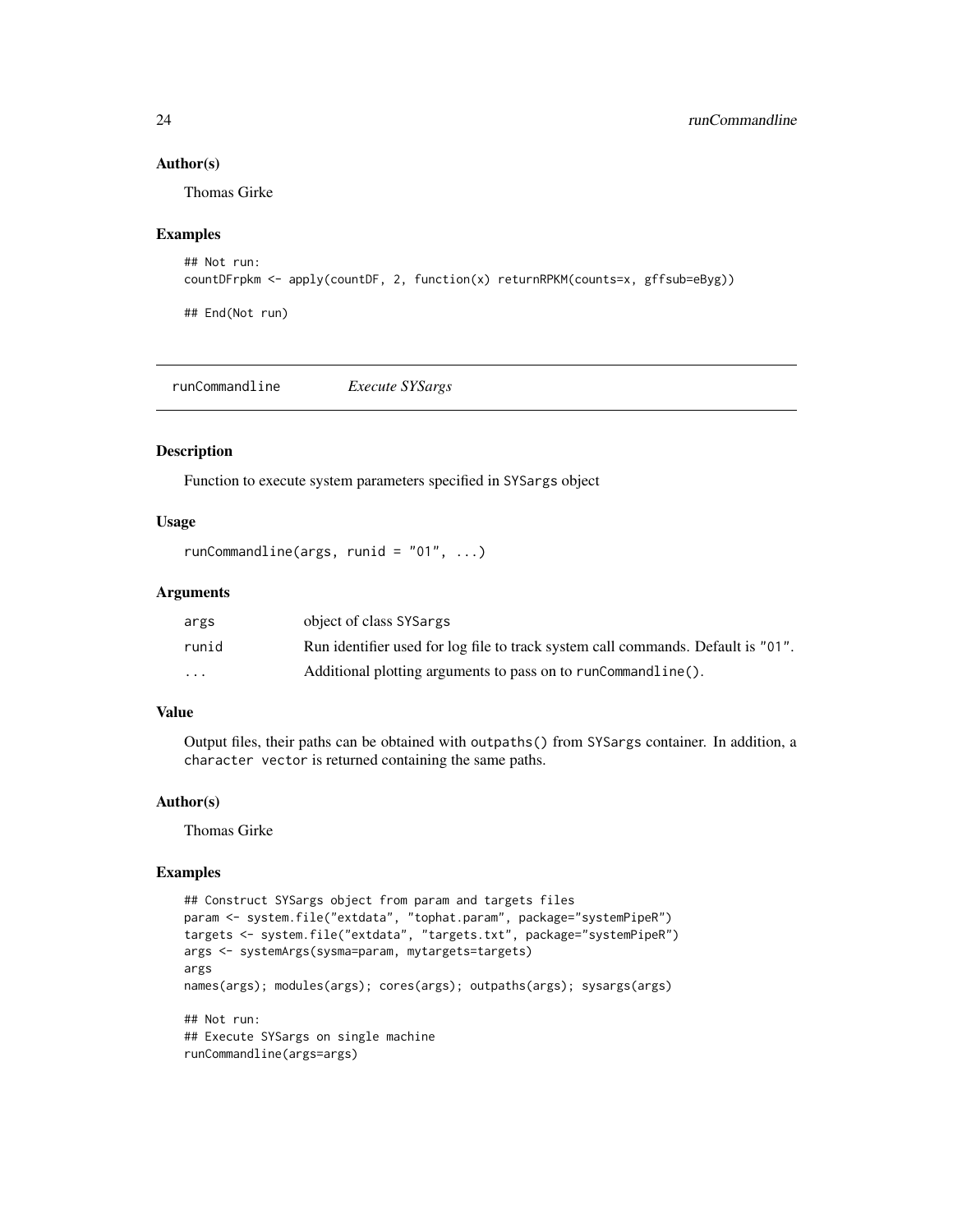### Author(s)

Thomas Girke

### Examples

```
## Not run:
countDFrpkm <- apply(countDF, 2, function(x) returnRPKM(counts=x, gffsub=eByg))

## End(Not run)
```

---

## runCommandline *Execute SYSargs*

### Description

Function to execute system parameters specified in SYSargs object

### Usage

```
runCommandline(args, runid = "01", ...)
```

### Arguments

| | |
|---|---|
| args | object of class SYSargs |
| runid | Run identifier used for log file to track system call commands. Default is "01". |
| ... | Additional plotting arguments to pass on to runCommandline(). |

### Value

Output files, their paths can be obtained with outpaths() from SYSargs container. In addition, a character vector is returned containing the same paths.

### Author(s)

Thomas Girke

### Examples

```
## Construct SYSargs object from param and targets files
param <- system.file("extdata", "tophat.param", package="systemPipeR")
targets <- system.file("extdata", "targets.txt", package="systemPipeR")
args <- systemArgs(sysma=param, mytargets=targets)
args
names(args); modules(args); cores(args); outpaths(args); sysargs(args)

## Not run:
## Execute SYSargs on single machine
runCommandline(args=args)
```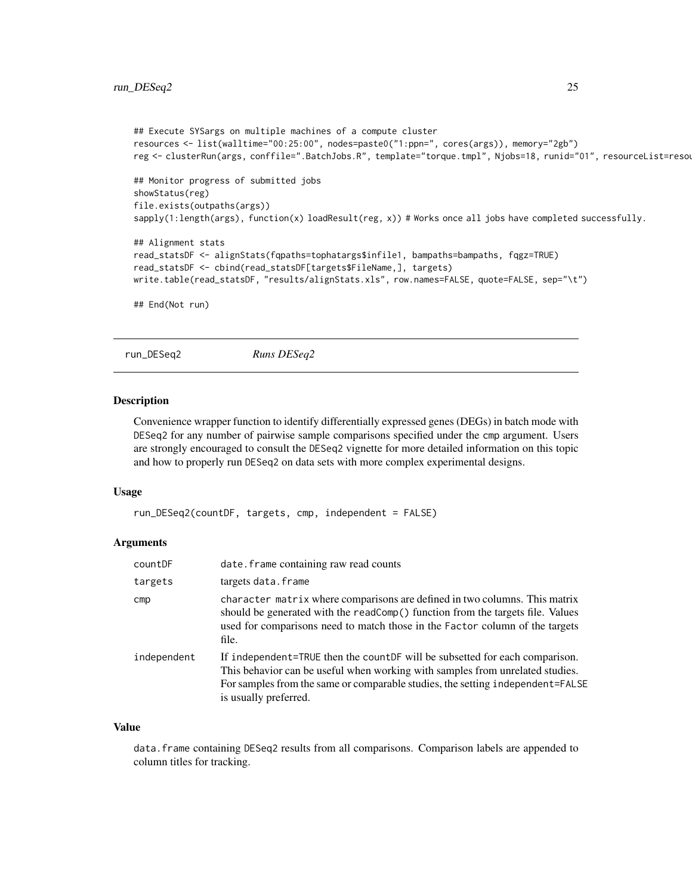```
## Execute SYSargs on multiple machines of a compute cluster
resources <- list(walltime="00:25:00", nodes=paste0("1:ppn=", cores(args)), memory="2gb")
reg <- clusterRun(args, conffile=".BatchJobs.R", template="torque.tmpl", Njobs=18, runid="01", resourceList=resou

## Monitor progress of submitted jobs
showStatus(reg)
file.exists(outpaths(args))
sapply(1:length(args), function(x) loadResult(reg, x)) # Works once all jobs have completed successfully.

## Alignment stats
read_statsDF <- alignStats(fqpaths=tophatargs$infile1, bampaths=bampaths, fqgz=TRUE)
read_statsDF <- cbind(read_statsDF[targets$FileName,], targets)
write.table(read_statsDF, "results/alignStats.xls", row.names=FALSE, quote=FALSE, sep="\t")

## End(Not run)
```

## run_DESeq2 *Runs DESeq2*

### Description

Convenience wrapper function to identify differentially expressed genes (DEGs) in batch mode with DESeq2 for any number of pairwise sample comparisons specified under the cmp argument. Users are strongly encouraged to consult the DESeq2 vignette for more detailed information on this topic and how to properly run DESeq2 on data sets with more complex experimental designs.

### Usage

```
run_DESeq2(countDF, targets, cmp, independent = FALSE)
```

### Arguments

| | |
|---|---|
| countDF | date.frame containing raw read counts |
| targets | targets data.frame |
| cmp | character matrix where comparisons are defined in two columns. This matrix should be generated with the readComp() function from the targets file. Values used for comparisons need to match those in the Factor column of the targets file. |
| independent | If independent=TRUE then the countDF will be subsetted for each comparison. This behavior can be useful when working with samples from unrelated studies. For samples from the same or comparable studies, the setting independent=FALSE is usually preferred. |

### Value

data.frame containing DESeq2 results from all comparisons. Comparison labels are appended to column titles for tracking.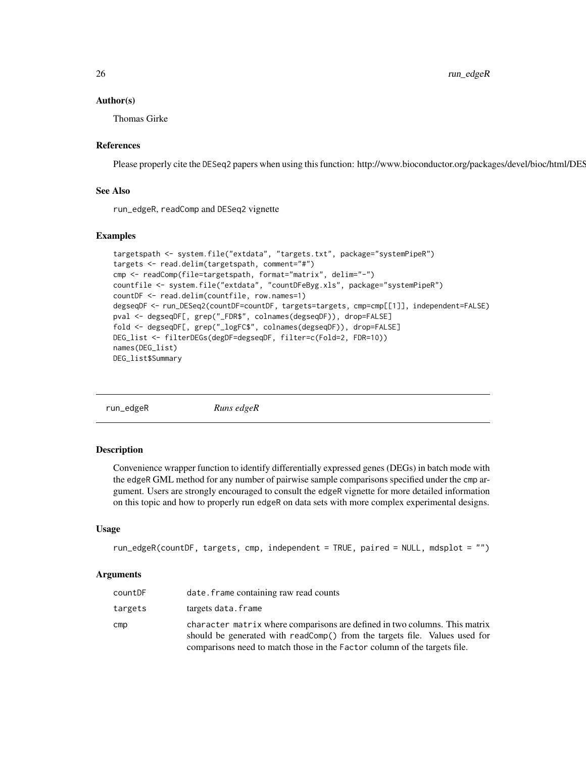### Author(s)

Thomas Girke

### References

Please properly cite the DESeq2 papers when using this function: http://www.bioconductor.org/packages/devel/bioc/html/DES

### See Also

run_edgeR, readComp and DESeq2 vignette

### Examples

```
targetspath <- system.file("extdata", "targets.txt", package="systemPipeR")
targets <- read.delim(targetspath, comment="#")
cmp <- readComp(file=targetspath, format="matrix", delim="-")
countfile <- system.file("extdata", "countDFeByg.xls", package="systemPipeR")
countDF <- read.delim(countfile, row.names=1)
degseqDF <- run_DESeq2(countDF=countDF, targets=targets, cmp=cmp[[1]], independent=FALSE)
pval <- degseqDF[, grep("_FDR$", colnames(degseqDF)), drop=FALSE]
fold <- degseqDF[, grep("_logFC$", colnames(degseqDF)), drop=FALSE]
DEG_list <- filterDEGs(degDF=degseqDF, filter=c(Fold=2, FDR=10))
names(DEG_list)
DEG_list$Summary
```

---

## run_edgeR *Runs edgeR*

---

### Description

Convenience wrapper function to identify differentially expressed genes (DEGs) in batch mode with the edgeR GML method for any number of pairwise sample comparisons specified under the cmp argument. Users are strongly encouraged to consult the edgeR vignette for more detailed information on this topic and how to properly run edgeR on data sets with more complex experimental designs.

### Usage

```
run_edgeR(countDF, targets, cmp, independent = TRUE, paired = NULL, mdsplot = "")
```

### Arguments

| | |
|---|---|
| countDF | date.frame containing raw read counts |
| targets | targets data.frame |
| cmp | character matrix where comparisons are defined in two columns. This matrix should be generated with readComp() from the targets file. Values used for comparisons need to match those in the Factor column of the targets file. |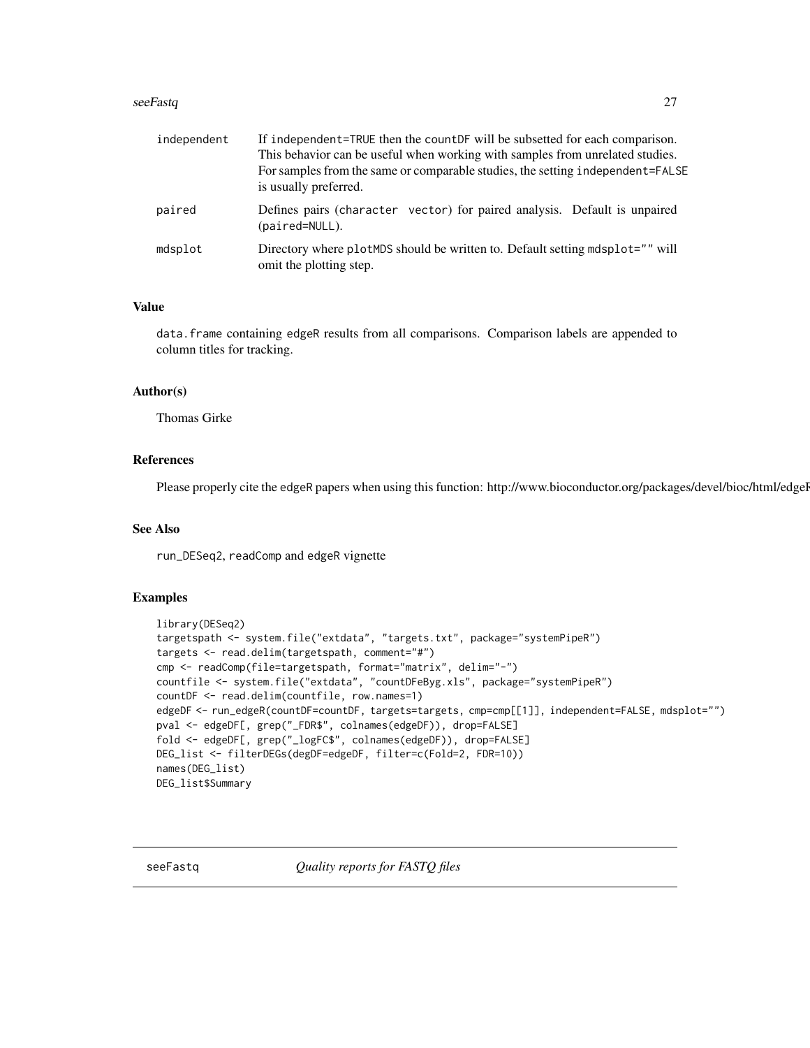| | |
|---|---|
| independent | If independent=TRUE then the countDF will be subsetted for each comparison. This behavior can be useful when working with samples from unrelated studies. For samples from the same or comparable studies, the setting independent=FALSE is usually preferred. |
| paired | Defines pairs (character vector) for paired analysis. Default is unpaired (paired=NULL). |
| mdsplot | Directory where plotMDS should be written to. Default setting mdsplot="" will omit the plotting step. |

### Value

data.frame containing edgeR results from all comparisons. Comparison labels are appended to column titles for tracking.

### Author(s)

Thomas Girke

### References

Please properly cite the edgeR papers when using this function: http://www.bioconductor.org/packages/devel/bioc/html/edgeR

### See Also

run_DESeq2, readComp and edgeR vignette

### Examples

```
library(DESeq2)
targetspath <- system.file("extdata", "targets.txt", package="systemPipeR")
targets <- read.delim(targetspath, comment="#")
cmp <- readComp(file=targetspath, format="matrix", delim="-")
countfile <- system.file("extdata", "countDFeByg.xls", package="systemPipeR")
countDF <- read.delim(countfile, row.names=1)
edgeDF <- run_edgeR(countDF=countDF, targets=targets, cmp=cmp[[1]], independent=FALSE, mdsplot="")
pval <- edgeDF[, grep("_FDR$", colnames(edgeDF)), drop=FALSE]
fold <- edgeDF[, grep("_logFC$", colnames(edgeDF)), drop=FALSE]
DEG_list <- filterDEGs(degDF=edgeDF, filter=c(Fold=2, FDR=10))
names(DEG_list)
DEG_list$Summary
```

---

## seeFastq *Quality reports for FASTQ files*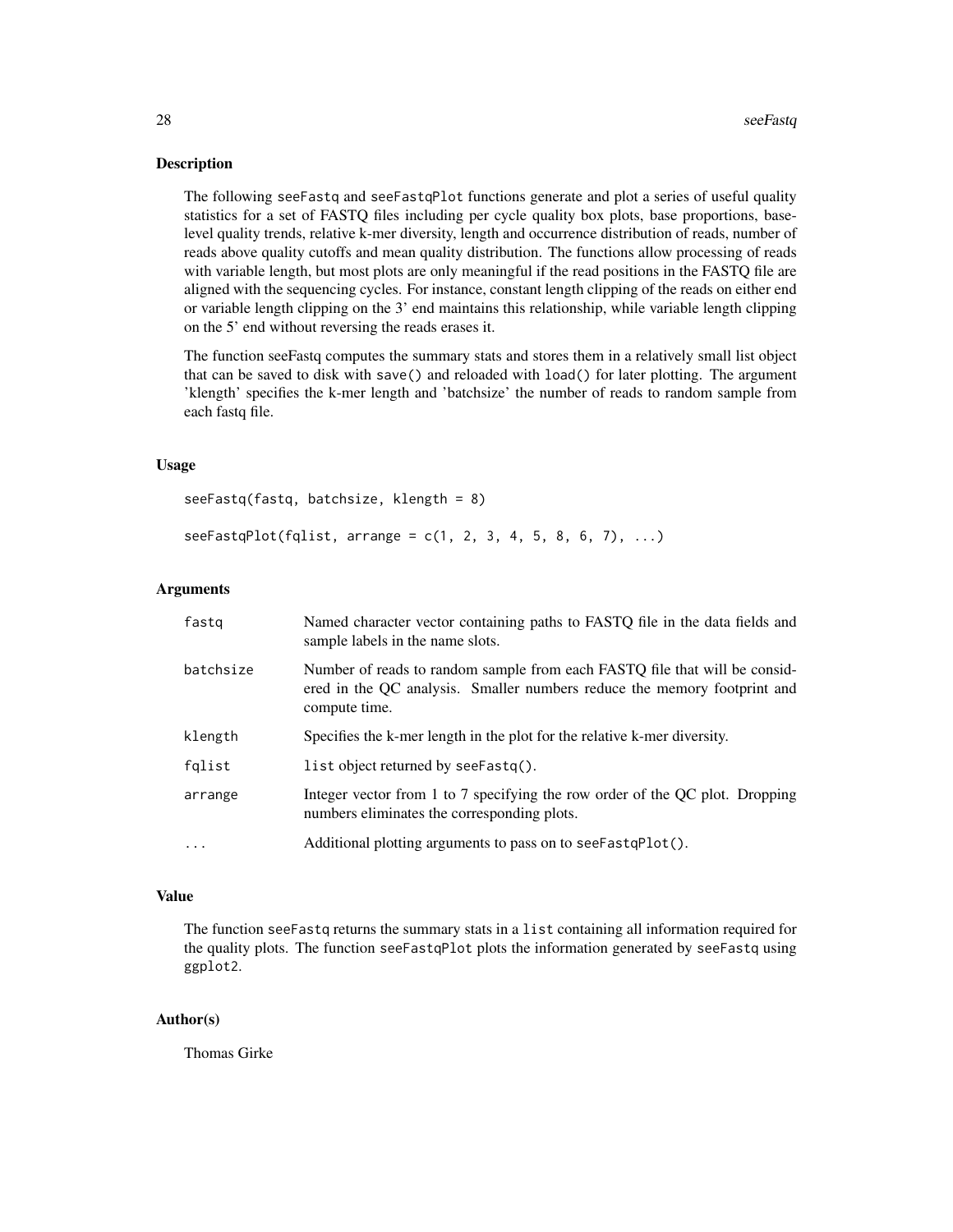## Description

The following seeFastq and seeFastqPlot functions generate and plot a series of useful quality statistics for a set of FASTQ files including per cycle quality box plots, base proportions, base-level quality trends, relative k-mer diversity, length and occurrence distribution of reads, number of reads above quality cutoffs and mean quality distribution. The functions allow processing of reads with variable length, but most plots are only meaningful if the read positions in the FASTQ file are aligned with the sequencing cycles. For instance, constant length clipping of the reads on either end or variable length clipping on the 3' end maintains this relationship, while variable length clipping on the 5' end without reversing the reads erases it.

The function seeFastq computes the summary stats and stores them in a relatively small list object that can be saved to disk with save() and reloaded with load() for later plotting. The argument 'klength' specifies the k-mer length and 'batchsize' the number of reads to random sample from each fastq file.

## Usage

```
seeFastq(fastq, batchsize, klength = 8)

seeFastqPlot(fqlist, arrange = c(1, 2, 3, 4, 5, 8, 6, 7), ...)
```

## Arguments

| | |
|---|---|
| fastq | Named character vector containing paths to FASTQ file in the data fields and sample labels in the name slots. |
| batchsize | Number of reads to random sample from each FASTQ file that will be considered in the QC analysis. Smaller numbers reduce the memory footprint and compute time. |
| klength | Specifies the k-mer length in the plot for the relative k-mer diversity. |
| fqlist | list object returned by seeFastq(). |
| arrange | Integer vector from 1 to 7 specifying the row order of the QC plot. Dropping numbers eliminates the corresponding plots. |
| ... | Additional plotting arguments to pass on to seeFastqPlot(). |

## Value

The function seeFastq returns the summary stats in a list containing all information required for the quality plots. The function seeFastqPlot plots the information generated by seeFastq using ggplot2.

## Author(s)

Thomas Girke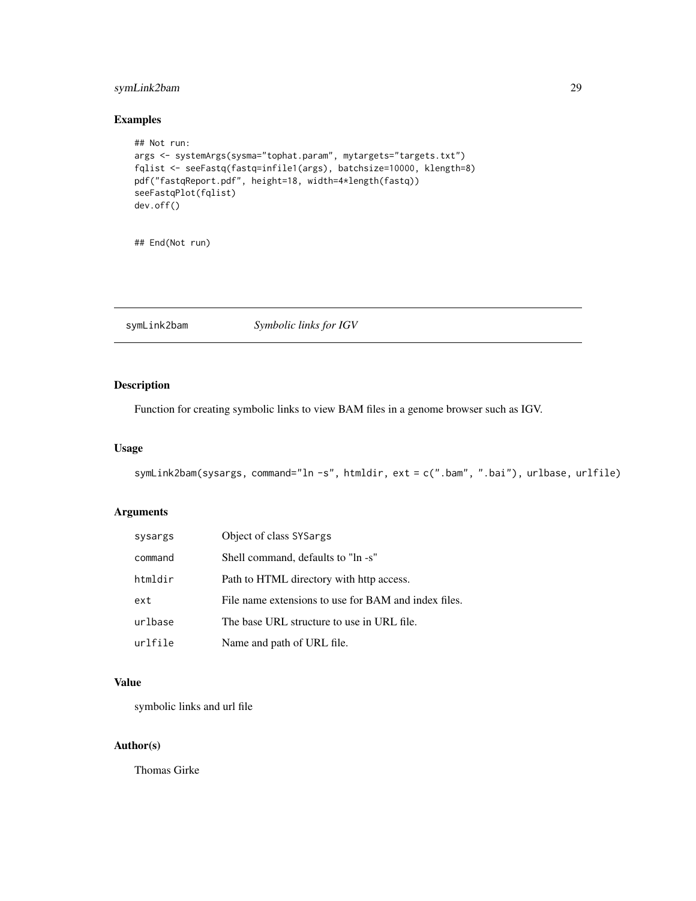## Examples

```
## Not run:
args <- systemArgs(sysma="tophat.param", mytargets="targets.txt")
fqlist <- seeFastq(fastq=infile1(args), batchsize=10000, klength=8)
pdf("fastqReport.pdf", height=18, width=4*length(fastq))
seeFastqPlot(fqlist)
dev.off()


## End(Not run)
```

---

# symLink2bam *Symbolic links for IGV*

---

## Description

Function for creating symbolic links to view BAM files in a genome browser such as IGV.

## Usage

```
symLink2bam(sysargs, command="ln -s", htmldir, ext = c(".bam", ".bai"), urlbase, urlfile)
```

## Arguments

| | |
|---|---|
| `sysargs` | Object of class `SYSargs` |
| `command` | Shell command, defaults to "ln -s" |
| `htmldir` | Path to HTML directory with http access. |
| `ext` | File name extensions to use for BAM and index files. |
| `urlbase` | The base URL structure to use in URL file. |
| `urlfile` | Name and path of URL file. |

## Value

symbolic links and url file

## Author(s)

Thomas Girke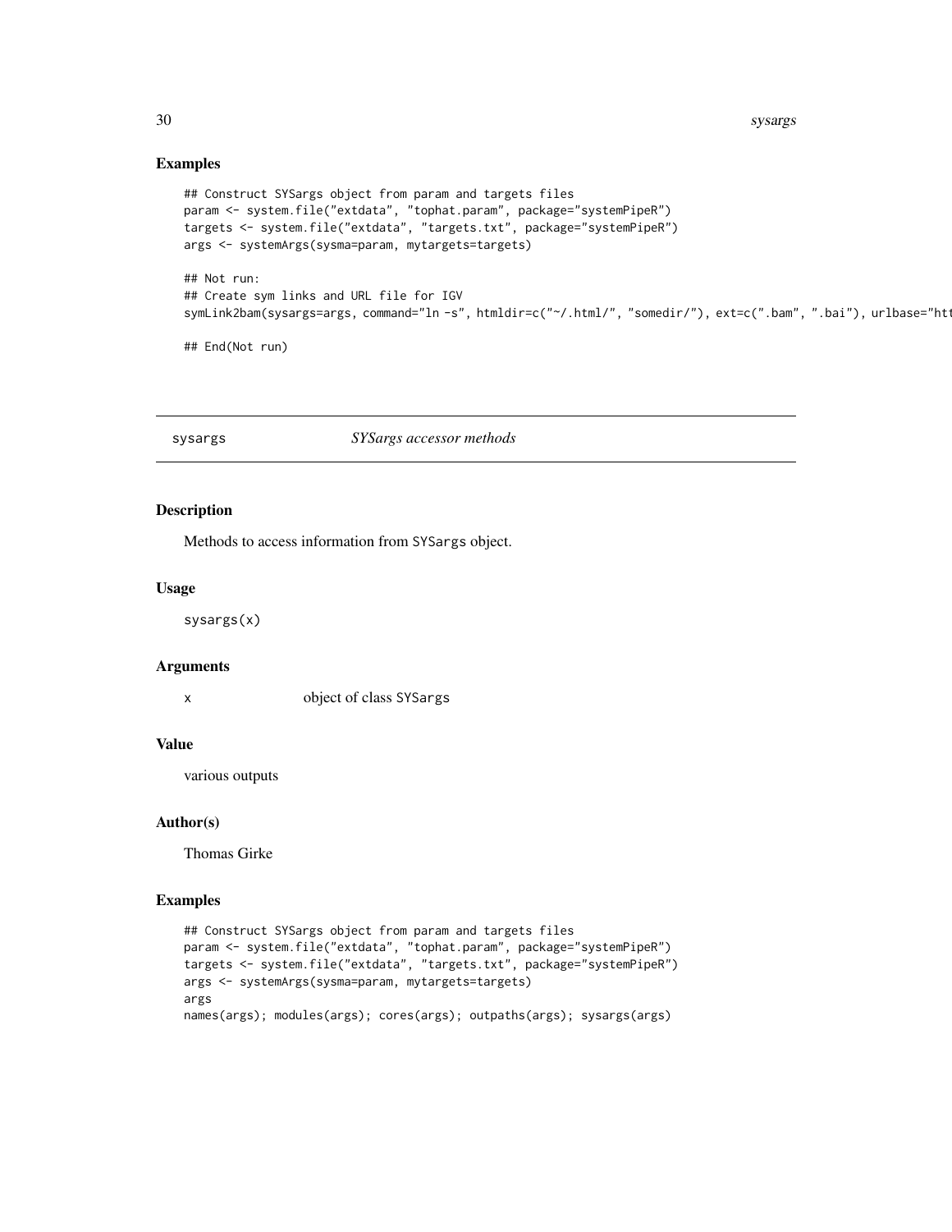## Examples

```
## Construct SYSargs object from param and targets files
param <- system.file("extdata", "tophat.param", package="systemPipeR")
targets <- system.file("extdata", "targets.txt", package="systemPipeR")
args <- systemArgs(sysma=param, mytargets=targets)

## Not run:
## Create sym links and URL file for IGV
symLink2bam(sysargs=args, command="ln -s", htmldir=c("~/.html/", "somedir/"), ext=c(".bam", ".bai"), urlbase="htt

## End(Not run)
```

---

## sysargs — *SYSargs accessor methods*

### Description

Methods to access information from SYSargs object.

### Usage

```
sysargs(x)
```

### Arguments

| | |
|---|---|
| x | object of class SYSargs |

### Value

various outputs

### Author(s)

Thomas Girke

### Examples

```
## Construct SYSargs object from param and targets files
param <- system.file("extdata", "tophat.param", package="systemPipeR")
targets <- system.file("extdata", "targets.txt", package="systemPipeR")
args <- systemArgs(sysma=param, mytargets=targets)
args
names(args); modules(args); cores(args); outpaths(args); sysargs(args)
```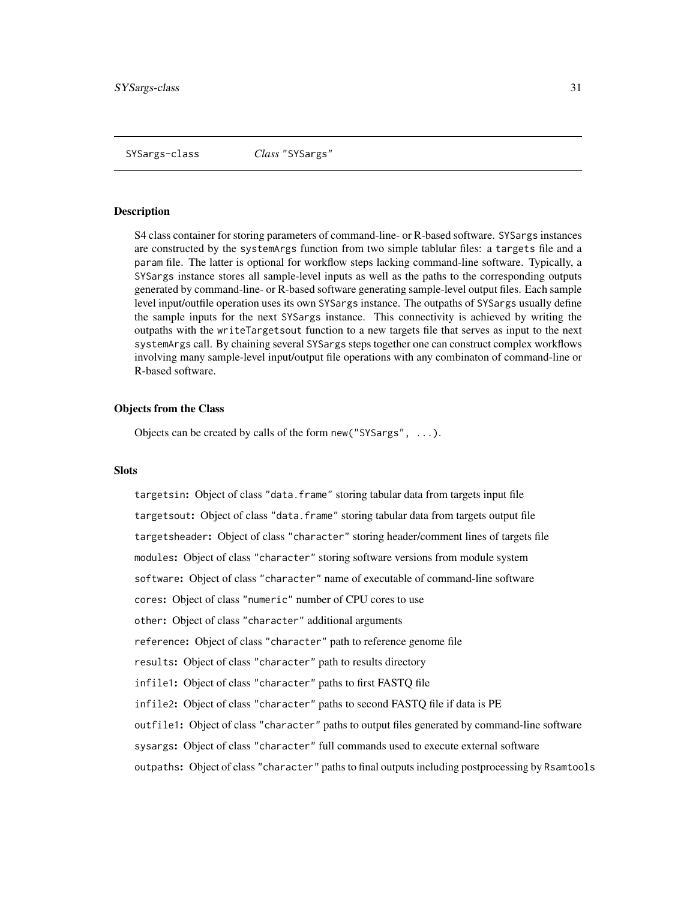SYSargs-class *Class* "SYSargs"

## Description

S4 class container for storing parameters of command-line- or R-based software. `SYSargs` instances are constructed by the `systemArgs` function from two simple tablular files: a `targets` file and a `param` file. The latter is optional for workflow steps lacking command-line software. Typically, a `SYSargs` instance stores all sample-level inputs as well as the paths to the corresponding outputs generated by command-line- or R-based software generating sample-level output files. Each sample level input/outfile operation uses its own `SYSargs` instance. The outpaths of `SYSargs` usually define the sample inputs for the next `SYSargs` instance. This connectivity is achieved by writing the outpaths with the `writeTargetsout` function to a new targets file that serves as input to the next `systemArgs` call. By chaining several `SYSargs` steps together one can construct complex workflows involving many sample-level input/output file operations with any combinaton of command-line or R-based software.

## Objects from the Class

Objects can be created by calls of the form `new("SYSargs", ...)`.

## Slots

`targetsin`: Object of class `"data.frame"` storing tabular data from targets input file

`targetsout`: Object of class `"data.frame"` storing tabular data from targets output file

`targetsheader`: Object of class `"character"` storing header/comment lines of targets file

`modules`: Object of class `"character"` storing software versions from module system

`software`: Object of class `"character"` name of executable of command-line software

`cores`: Object of class `"numeric"` number of CPU cores to use

`other`: Object of class `"character"` additional arguments

`reference`: Object of class `"character"` path to reference genome file

`results`: Object of class `"character"` path to results directory

`infile1`: Object of class `"character"` paths to first FASTQ file

`infile2`: Object of class `"character"` paths to second FASTQ file if data is PE

`outfile1`: Object of class `"character"` paths to output files generated by command-line software

`sysargs`: Object of class `"character"` full commands used to execute external software

`outpaths`: Object of class `"character"` paths to final outputs including postprocessing by `Rsamtools`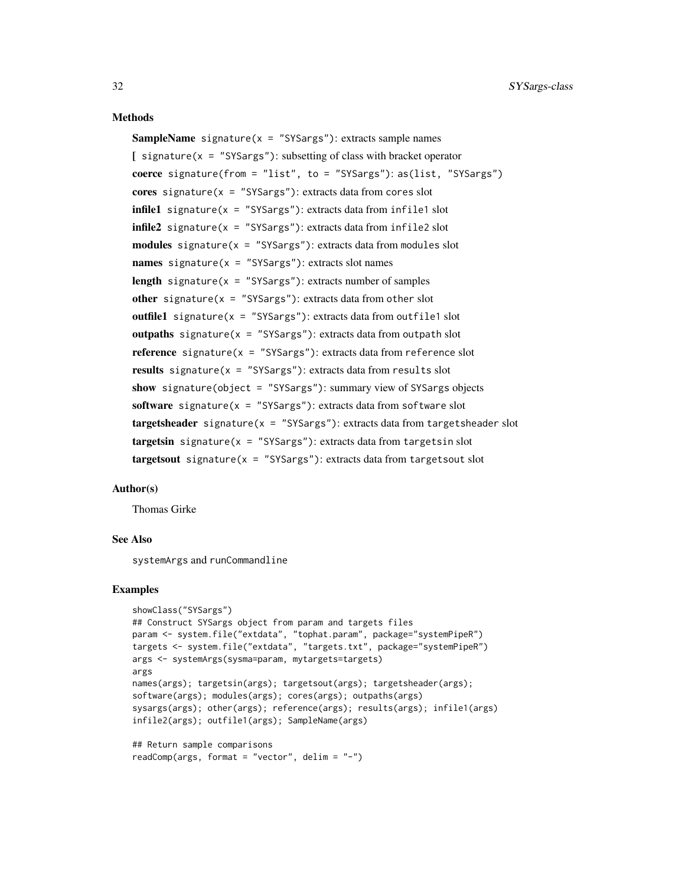### Methods

**SampleName** `signature(x = "SYSargs")`: extracts sample names

**[** `signature(x = "SYSargs")`: subsetting of class with bracket operator

**coerce** `signature(from = "list", to = "SYSargs")`: `as(list, "SYSargs")`

**cores** `signature(x = "SYSargs")`: extracts data from `cores` slot

**infile1** `signature(x = "SYSargs")`: extracts data from `infile1` slot

**infile2** `signature(x = "SYSargs")`: extracts data from `infile2` slot

**modules** `signature(x = "SYSargs")`: extracts data from `modules` slot

**names** `signature(x = "SYSargs")`: extracts slot names

**length** `signature(x = "SYSargs")`: extracts number of samples

**other** `signature(x = "SYSargs")`: extracts data from `other` slot

**outfile1** `signature(x = "SYSargs")`: extracts data from `outfile1` slot

**outpaths** `signature(x = "SYSargs")`: extracts data from `outpath` slot

**reference** `signature(x = "SYSargs")`: extracts data from `reference` slot

**results** `signature(x = "SYSargs")`: extracts data from `results` slot

**show** `signature(object = "SYSargs")`: summary view of `SYSargs` objects

**software** `signature(x = "SYSargs")`: extracts data from `software` slot

**targetsheader** `signature(x = "SYSargs")`: extracts data from `targetsheader` slot

**targetsin** `signature(x = "SYSargs")`: extracts data from `targetsin` slot

**targetsout** `signature(x = "SYSargs")`: extracts data from `targetsout` slot

### Author(s)

Thomas Girke

### See Also

`systemArgs` and `runCommandline`

### Examples

```
showClass("SYSargs")
## Construct SYSargs object from param and targets files
param <- system.file("extdata", "tophat.param", package="systemPipeR")
targets <- system.file("extdata", "targets.txt", package="systemPipeR")
args <- systemArgs(sysma=param, mytargets=targets)
args
names(args); targetsin(args); targetsout(args); targetsheader(args);
software(args); modules(args); cores(args); outpaths(args)
sysargs(args); other(args); reference(args); results(args); infile1(args)
infile2(args); outfile1(args); SampleName(args)

## Return sample comparisons
readComp(args, format = "vector", delim = "-")
```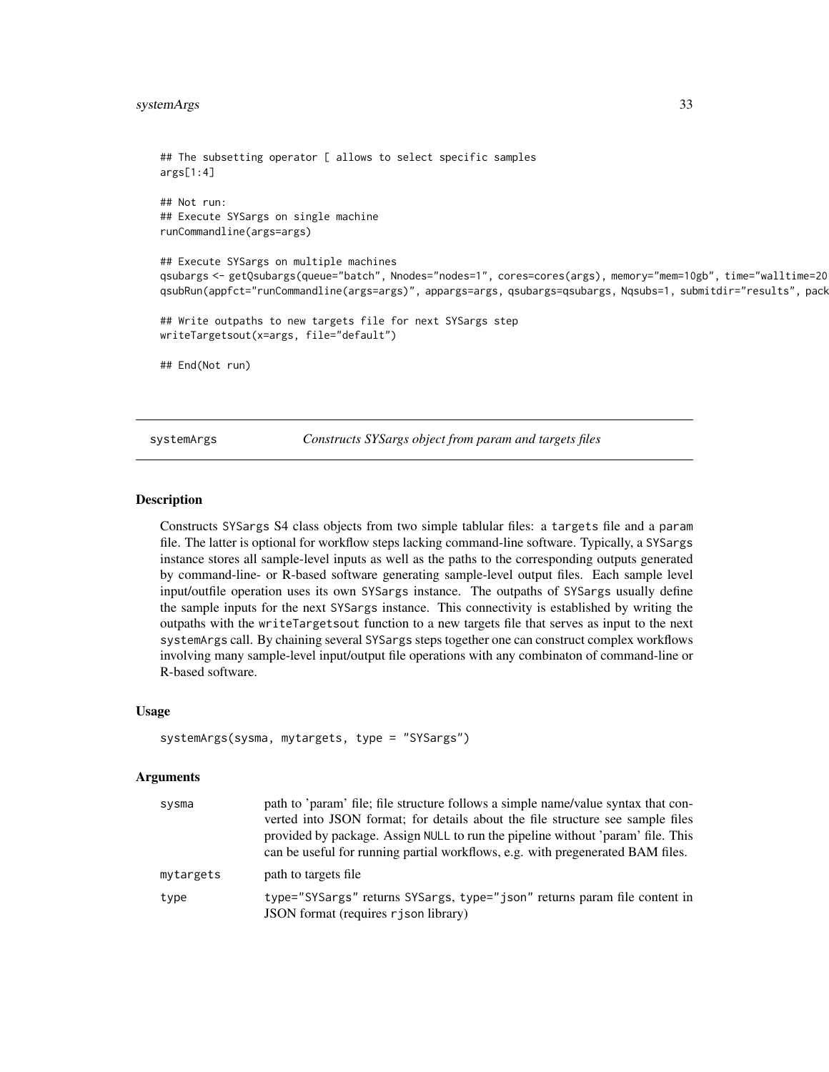```
## The subsetting operator [ allows to select specific samples
args[1:4]

## Not run:
## Execute SYSargs on single machine
runCommandline(args=args)

## Execute SYSargs on multiple machines
qsubargs <- getQsubargs(queue="batch", Nnodes="nodes=1", cores=cores(args), memory="mem=10gb", time="walltime=20
qsubRun(appfct="runCommandline(args=args)", appargs=args, qsubargs=qsubargs, Nqsubs=1, submitdir="results", pack

## Write outpaths to new targets file for next SYSargs step
writeTargetsout(x=args, file="default")

## End(Not run)
```

---

## systemArgs — *Constructs SYSargs object from param and targets files*

---

### Description

Constructs SYSargs S4 class objects from two simple tablular files: a targets file and a param file. The latter is optional for workflow steps lacking command-line software. Typically, a SYSargs instance stores all sample-level inputs as well as the paths to the corresponding outputs generated by command-line- or R-based software generating sample-level output files. Each sample level input/outfile operation uses its own SYSargs instance. The outpaths of SYSargs usually define the sample inputs for the next SYSargs instance. This connectivity is established by writing the outpaths with the writeTargetsout function to a new targets file that serves as input to the next systemArgs call. By chaining several SYSargs steps together one can construct complex workflows involving many sample-level input/output file operations with any combinaton of command-line or R-based software.

### Usage

```
systemArgs(sysma, mytargets, type = "SYSargs")
```

### Arguments

| | |
|---|---|
| sysma | path to 'param' file; file structure follows a simple name/value syntax that converted into JSON format; for details about the file structure see sample files provided by package. Assign NULL to run the pipeline without 'param' file. This can be useful for running partial workflows, e.g. with pregenerated BAM files. |
| mytargets | path to targets file |
| type | type="SYSargs" returns SYSargs, type="json" returns param file content in JSON format (requires rjson library) |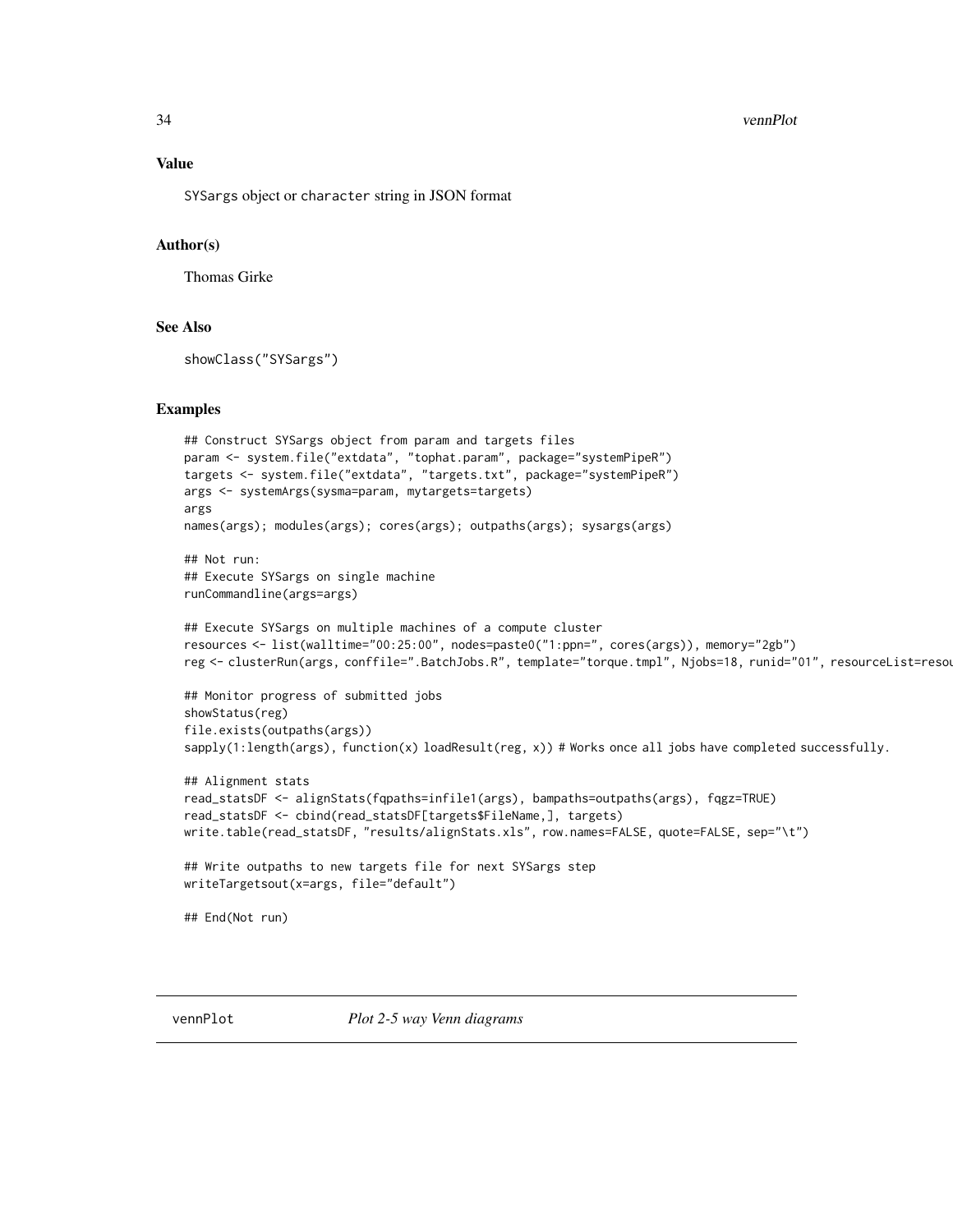## Value

SYSargs object or character string in JSON format

## Author(s)

Thomas Girke

## See Also

showClass("SYSargs")

## Examples

```
## Construct SYSargs object from param and targets files
param <- system.file("extdata", "tophat.param", package="systemPipeR")
targets <- system.file("extdata", "targets.txt", package="systemPipeR")
args <- systemArgs(sysma=param, mytargets=targets)
args
names(args); modules(args); cores(args); outpaths(args); sysargs(args)

## Not run:
## Execute SYSargs on single machine
runCommandline(args=args)

## Execute SYSargs on multiple machines of a compute cluster
resources <- list(walltime="00:25:00", nodes=paste0("1:ppn=", cores(args)), memory="2gb")
reg <- clusterRun(args, conffile=".BatchJobs.R", template="torque.tmpl", Njobs=18, runid="01", resourceList=resou

## Monitor progress of submitted jobs
showStatus(reg)
file.exists(outpaths(args))
sapply(1:length(args), function(x) loadResult(reg, x)) # Works once all jobs have completed successfully.

## Alignment stats
read_statsDF <- alignStats(fqpaths=infile1(args), bampaths=outpaths(args), fqgz=TRUE)
read_statsDF <- cbind(read_statsDF[targets$FileName,], targets)
write.table(read_statsDF, "results/alignStats.xls", row.names=FALSE, quote=FALSE, sep="\t")

## Write outpaths to new targets file for next SYSargs step
writeTargetsout(x=args, file="default")

## End(Not run)
```

---

vennPlot *Plot 2-5 way Venn diagrams*

---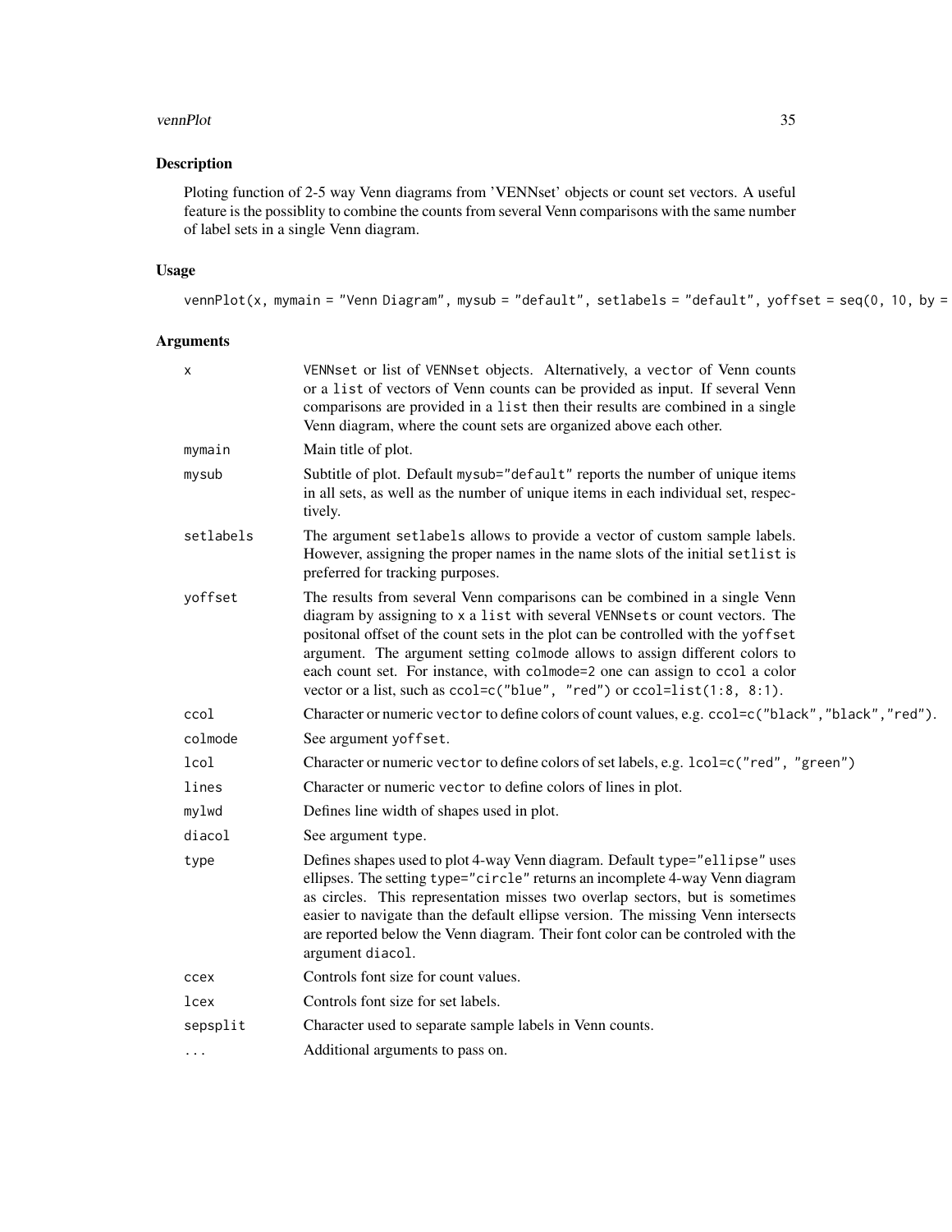## Description

Ploting function of 2-5 way Venn diagrams from 'VENNset' objects or count set vectors. A useful feature is the possiblity to combine the counts from several Venn comparisons with the same number of label sets in a single Venn diagram.

## Usage

```
vennPlot(x, mymain = "Venn Diagram", mysub = "default", setlabels = "default", yoffset = seq(0, 10, by =
```

## Arguments

| | |
|---|---|
| x | VENNset or list of VENNset objects. Alternatively, a vector of Venn counts or a list of vectors of Venn counts can be provided as input. If several Venn comparisons are provided in a list then their results are combined in a single Venn diagram, where the count sets are organized above each other. |
| mymain | Main title of plot. |
| mysub | Subtitle of plot. Default mysub="default" reports the number of unique items in all sets, as well as the number of unique items in each individual set, respectively. |
| setlabels | The argument setlabels allows to provide a vector of custom sample labels. However, assigning the proper names in the name slots of the initial setlist is preferred for tracking purposes. |
| yoffset | The results from several Venn comparisons can be combined in a single Venn diagram by assigning to x a list with several VENNsets or count vectors. The positonal offset of the count sets in the plot can be controlled with the yoffset argument. The argument setting colmode allows to assign different colors to each count set. For instance, with colmode=2 one can assign to ccol a color vector or a list, such as ccol=c("blue", "red") or ccol=list(1:8, 8:1). |
| ccol | Character or numeric vector to define colors of count values, e.g. ccol=c("black","black","red"). |
| colmode | See argument yoffset. |
| lcol | Character or numeric vector to define colors of set labels, e.g. lcol=c("red", "green") |
| lines | Character or numeric vector to define colors of lines in plot. |
| mylwd | Defines line width of shapes used in plot. |
| diacol | See argument type. |
| type | Defines shapes used to plot 4-way Venn diagram. Default type="ellipse" uses ellipses. The setting type="circle" returns an incomplete 4-way Venn diagram as circles. This representation misses two overlap sectors, but is sometimes easier to navigate than the default ellipse version. The missing Venn intersects are reported below the Venn diagram. Their font color can be controled with the argument diacol. |
| ccex | Controls font size for count values. |
| lcex | Controls font size for set labels. |
| sepsplit | Character used to separate sample labels in Venn counts. |
| ... | Additional arguments to pass on. |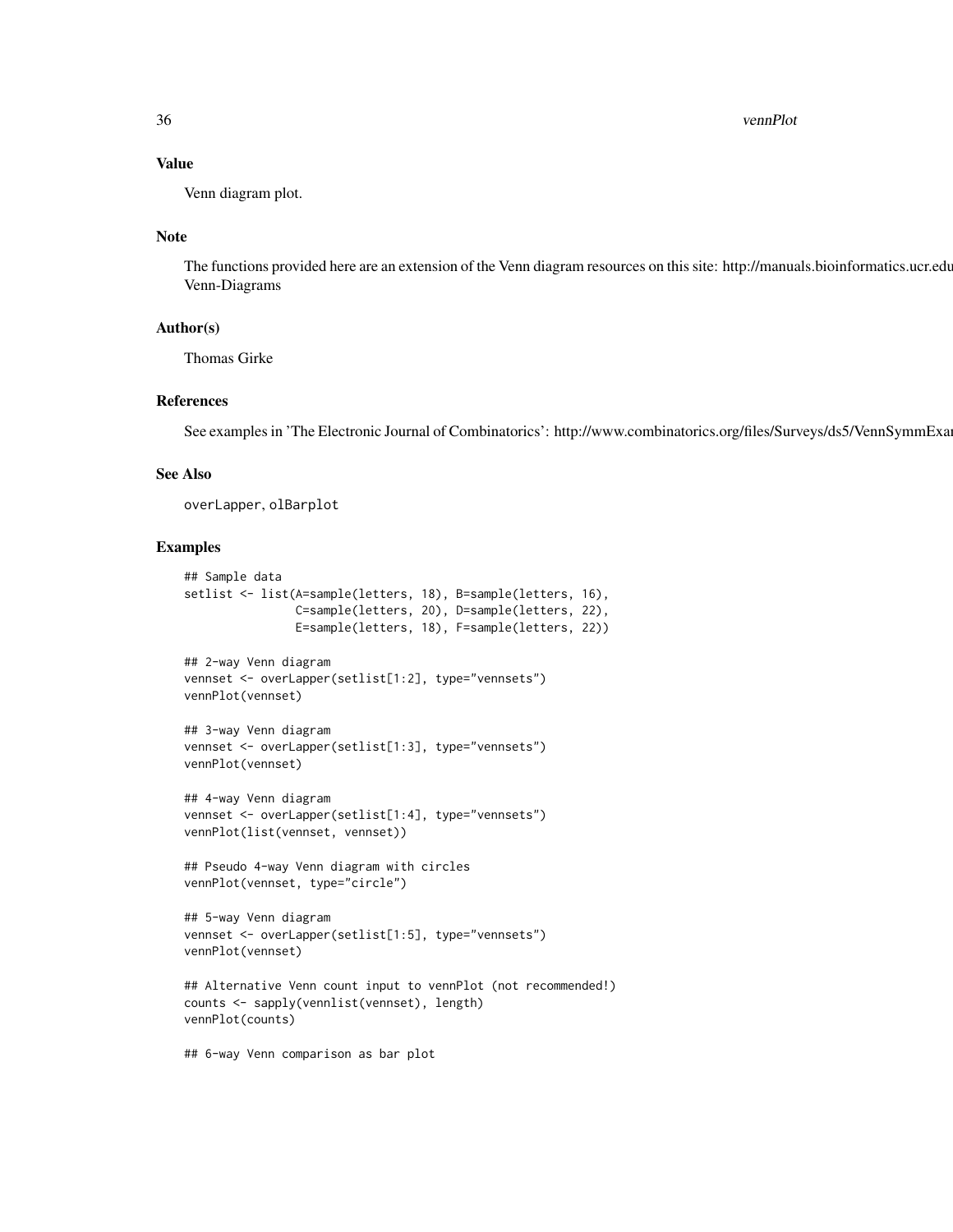## Value

Venn diagram plot.

## Note

The functions provided here are an extension of the Venn diagram resources on this site: http://manuals.bioinformatics.ucr.edu Venn-Diagrams

## Author(s)

Thomas Girke

## References

See examples in 'The Electronic Journal of Combinatorics': http://www.combinatorics.org/files/Surveys/ds5/VennSymmExa

## See Also

overLapper, olBarplot

## Examples

```
## Sample data
setlist <- list(A=sample(letters, 18), B=sample(letters, 16),
                C=sample(letters, 20), D=sample(letters, 22),
                E=sample(letters, 18), F=sample(letters, 22))

## 2-way Venn diagram
vennset <- overLapper(setlist[1:2], type="vennsets")
vennPlot(vennset)

## 3-way Venn diagram
vennset <- overLapper(setlist[1:3], type="vennsets")
vennPlot(vennset)

## 4-way Venn diagram
vennset <- overLapper(setlist[1:4], type="vennsets")
vennPlot(list(vennset, vennset))

## Pseudo 4-way Venn diagram with circles
vennPlot(vennset, type="circle")

## 5-way Venn diagram
vennset <- overLapper(setlist[1:5], type="vennsets")
vennPlot(vennset)

## Alternative Venn count input to vennPlot (not recommended!)
counts <- sapply(vennlist(vennset), length)
vennPlot(counts)

## 6-way Venn comparison as bar plot
```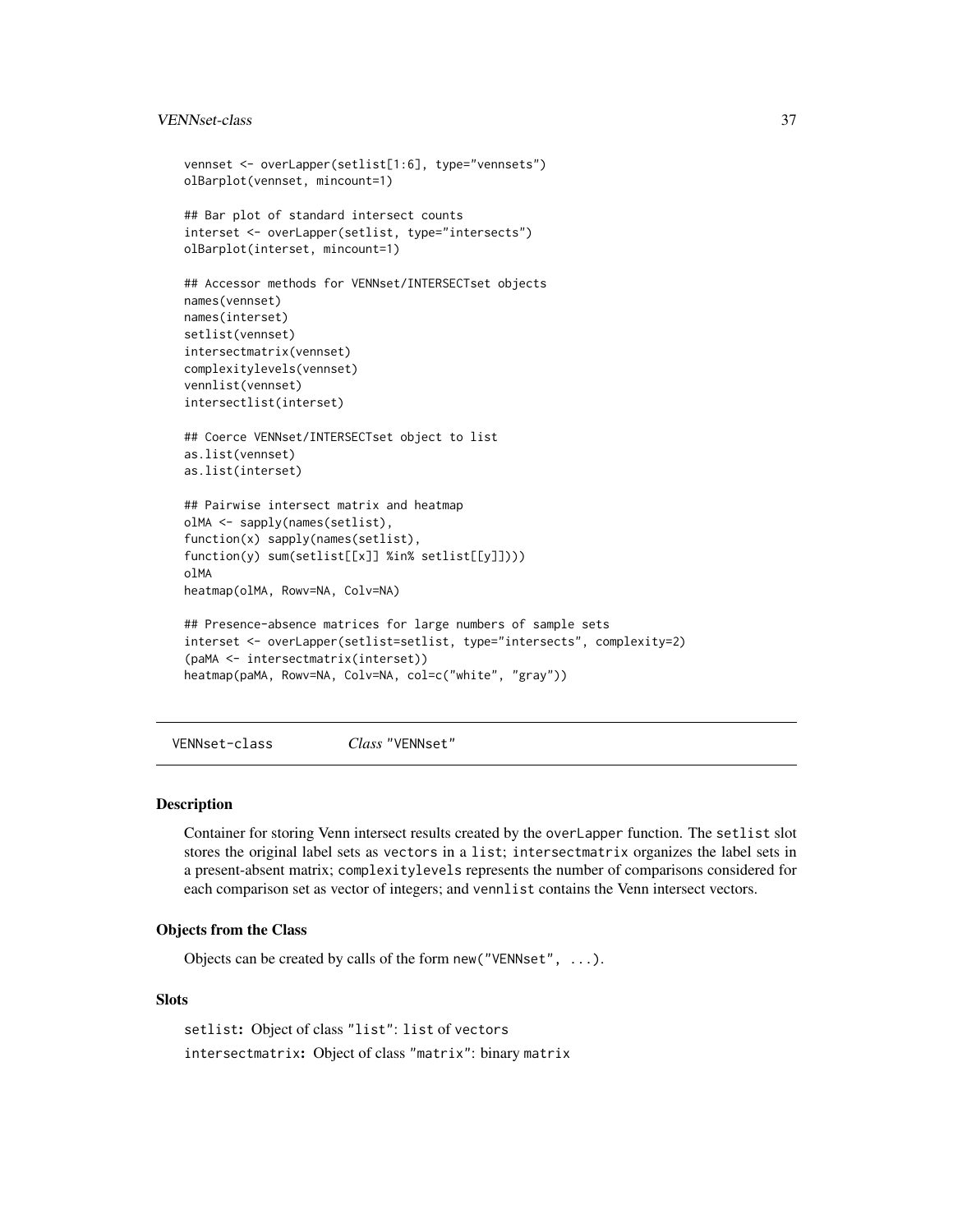```
vennset <- overLapper(setlist[1:6], type="vennsets")
olBarplot(vennset, mincount=1)

## Bar plot of standard intersect counts
interset <- overLapper(setlist, type="intersects")
olBarplot(interset, mincount=1)

## Accessor methods for VENNset/INTERSECTset objects
names(vennset)
names(interset)
setlist(vennset)
intersectmatrix(vennset)
complexitylevels(vennset)
vennlist(vennset)
intersectlist(interset)

## Coerce VENNset/INTERSECTset object to list
as.list(vennset)
as.list(interset)

## Pairwise intersect matrix and heatmap
olMA <- sapply(names(setlist),
function(x) sapply(names(setlist),
function(y) sum(setlist[[x]] %in% setlist[[y]])))
olMA
heatmap(olMA, Rowv=NA, Colv=NA)

## Presence-absence matrices for large numbers of sample sets
interset <- overLapper(setlist=setlist, type="intersects", complexity=2)
(paMA <- intersectmatrix(interset))
heatmap(paMA, Rowv=NA, Colv=NA, col=c("white", "gray"))
```

---

## VENNset-class — *Class* "VENNset"

### Description

Container for storing Venn intersect results created by the `overLapper` function. The `setlist` slot stores the original label sets as `vectors` in a `list`; `intersectmatrix` organizes the label sets in a present-absent matrix; `complexitylevels` represents the number of comparisons considered for each comparison set as vector of integers; and `vennlist` contains the Venn intersect vectors.

### Objects from the Class

Objects can be created by calls of the form `new("VENNset", ...)`.

### Slots

**`setlist`:** Object of class `"list"`: `list` of `vectors`

**`intersectmatrix`:** Object of class `"matrix"`: binary `matrix`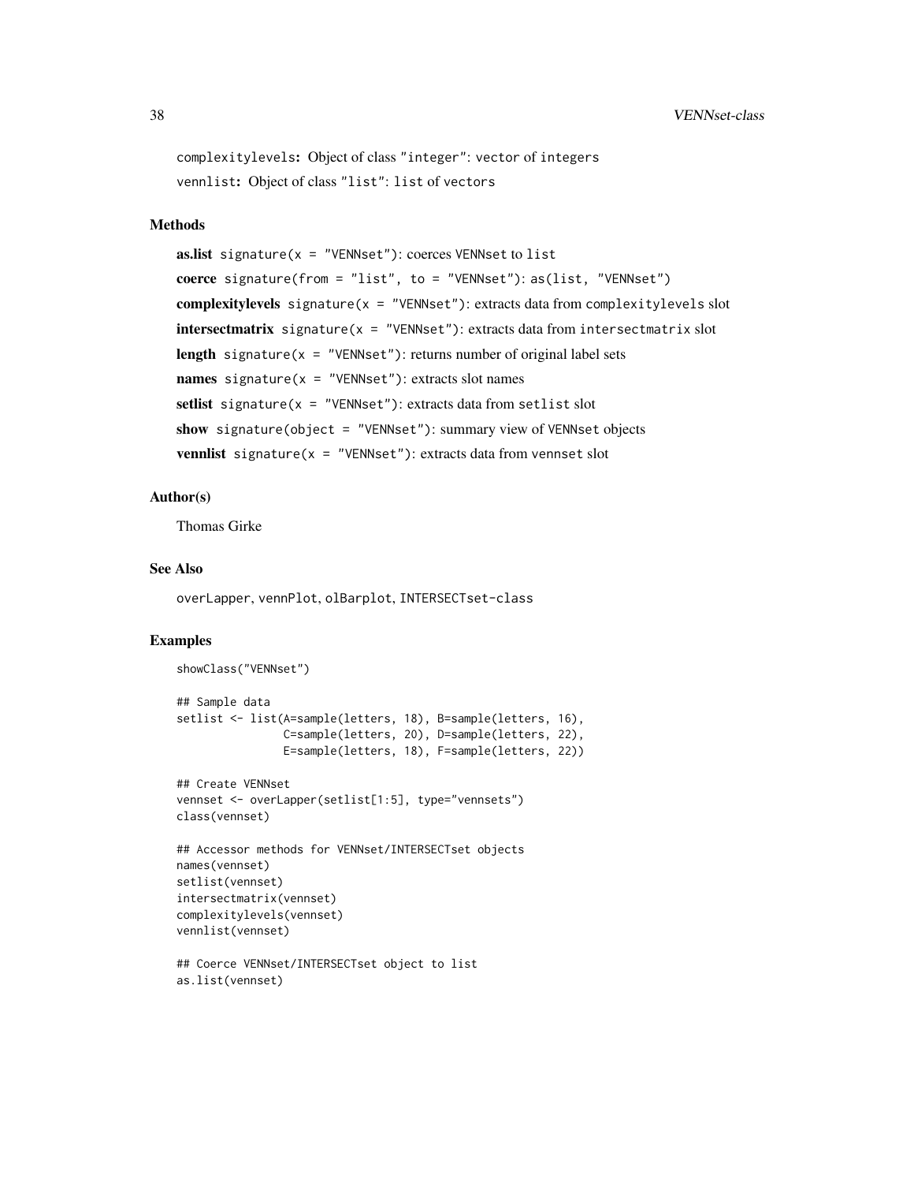`complexitylevels`: Object of class "integer": vector of integers

`vennlist`: Object of class "list": list of vectors

## Methods

**as.list** `signature(x = "VENNset")`: coerces VENNset to list

**coerce** `signature(from = "list", to = "VENNset")`: `as(list, "VENNset")`

**complexitylevels** `signature(x = "VENNset")`: extracts data from `complexitylevels` slot

**intersectmatrix** `signature(x = "VENNset")`: extracts data from `intersectmatrix` slot

**length** `signature(x = "VENNset")`: returns number of original label sets

**names** `signature(x = "VENNset")`: extracts slot names

**setlist** `signature(x = "VENNset")`: extracts data from `setlist` slot

**show** `signature(object = "VENNset")`: summary view of VENNset objects

**vennlist** `signature(x = "VENNset")`: extracts data from `vennset` slot

## Author(s)

Thomas Girke

## See Also

`overLapper`, `vennPlot`, `olBarplot`, `INTERSECTset-class`

## Examples

```
showClass("VENNset")

## Sample data
setlist <- list(A=sample(letters, 18), B=sample(letters, 16),
                C=sample(letters, 20), D=sample(letters, 22),
                E=sample(letters, 18), F=sample(letters, 22))

## Create VENNset
vennset <- overLapper(setlist[1:5], type="vennsets")
class(vennset)

## Accessor methods for VENNset/INTERSECTset objects
names(vennset)
setlist(vennset)
intersectmatrix(vennset)
complexitylevels(vennset)
vennlist(vennset)

## Coerce VENNset/INTERSECTset object to list
as.list(vennset)
```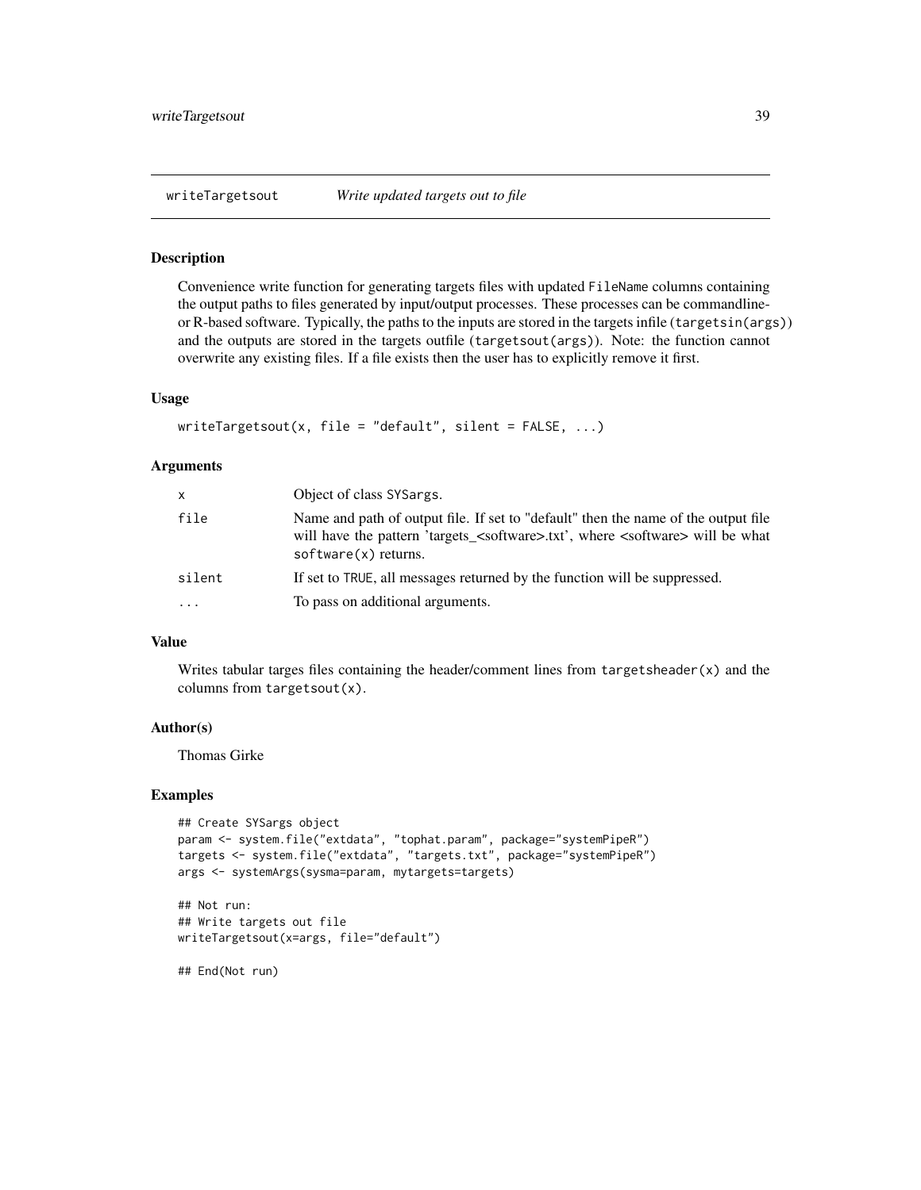## writeTargetsout *Write updated targets out to file*

### Description

Convenience write function for generating targets files with updated `FileName` columns containing the output paths to files generated by input/output processes. These processes can be commandline- or R-based software. Typically, the paths to the inputs are stored in the targets infile (`targetsin(args)`) and the outputs are stored in the targets outfile (`targetsout(args)`). Note: the function cannot overwrite any existing files. If a file exists then the user has to explicitly remove it first.

### Usage

```
writeTargetsout(x, file = "default", silent = FALSE, ...)
```

### Arguments

| | |
|---|---|
| `x` | Object of class `SYSargs`. |
| `file` | Name and path of output file. If set to "default" then the name of the output file will have the pattern 'targets_<software>.txt', where <software> will be what `software(x)` returns. |
| `silent` | If set to `TRUE`, all messages returned by the function will be suppressed. |
| `...` | To pass on additional arguments. |

### Value

Writes tabular targes files containing the header/comment lines from `targetsheader(x)` and the columns from `targetsout(x)`.

### Author(s)

Thomas Girke

### Examples

```
## Create SYSargs object
param <- system.file("extdata", "tophat.param", package="systemPipeR")
targets <- system.file("extdata", "targets.txt", package="systemPipeR")
args <- systemArgs(sysma=param, mytargets=targets)

## Not run:
## Write targets out file
writeTargetsout(x=args, file="default")

## End(Not run)
```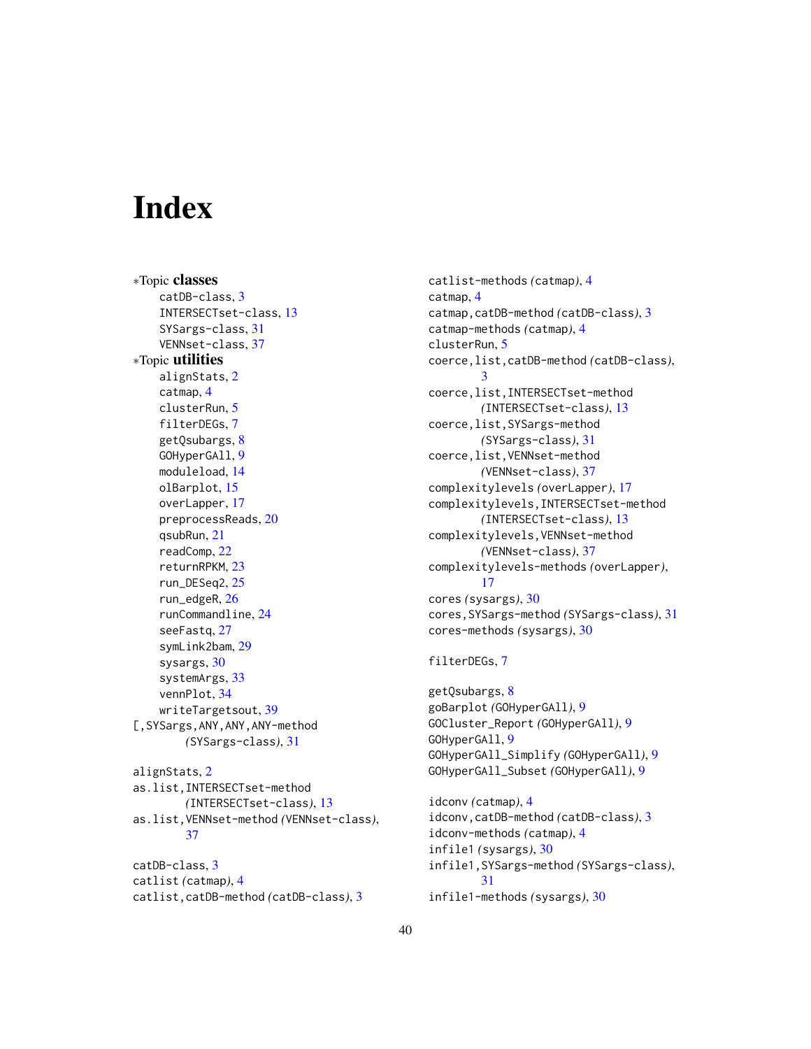# Index

*Topic **classes**
- catDB-class, 3
- INTERSECTset-class, 13
- SYSargs-class, 31
- VENNset-class, 37

*Topic **utilities**
- alignStats, 2
- catmap, 4
- clusterRun, 5
- filterDEGs, 7
- getQsubargs, 8
- GOHyperGAll, 9
- moduleload, 14
- olBarplot, 15
- overLapper, 17
- preprocessReads, 20
- qsubRun, 21
- readComp, 22
- returnRPKM, 23
- run_DESeq2, 25
- run_edgeR, 26
- runCommandline, 24
- seeFastq, 27
- symLink2bam, 29
- sysargs, 30
- systemArgs, 33
- vennPlot, 34
- writeTargetsout, 39

[,SYSargs,ANY,ANY,ANY-method *(SYSargs-class)*, 31

alignStats, 2
as.list,INTERSECTset-method *(INTERSECTset-class)*, 13
as.list,VENNset-method *(VENNset-class)*, 37

catDB-class, 3
catlist *(catmap)*, 4
catlist,catDB-method *(catDB-class)*, 3
catlist-methods *(catmap)*, 4
catmap, 4
catmap,catDB-method *(catDB-class)*, 3
catmap-methods *(catmap)*, 4
clusterRun, 5
coerce,list,catDB-method *(catDB-class)*, 3
coerce,list,INTERSECTset-method *(INTERSECTset-class)*, 13
coerce,list,SYSargs-method *(SYSargs-class)*, 31
coerce,list,VENNset-method *(VENNset-class)*, 37
complexitylevels *(overLapper)*, 17
complexitylevels,INTERSECTset-method *(INTERSECTset-class)*, 13
complexitylevels,VENNset-method *(VENNset-class)*, 37
complexitylevels-methods *(overLapper)*, 17
cores *(sysargs)*, 30
cores,SYSargs-method *(SYSargs-class)*, 31
cores-methods *(sysargs)*, 30

filterDEGs, 7

getQsubargs, 8
goBarplot *(GOHyperGAll)*, 9
GOCluster_Report *(GOHyperGAll)*, 9
GOHyperGAll, 9
GOHyperGAll_Simplify *(GOHyperGAll)*, 9
GOHyperGAll_Subset *(GOHyperGAll)*, 9

idconv *(catmap)*, 4
idconv,catDB-method *(catDB-class)*, 3
idconv-methods *(catmap)*, 4
infile1 *(sysargs)*, 30
infile1,SYSargs-method *(SYSargs-class)*, 31
infile1-methods *(sysargs)*, 30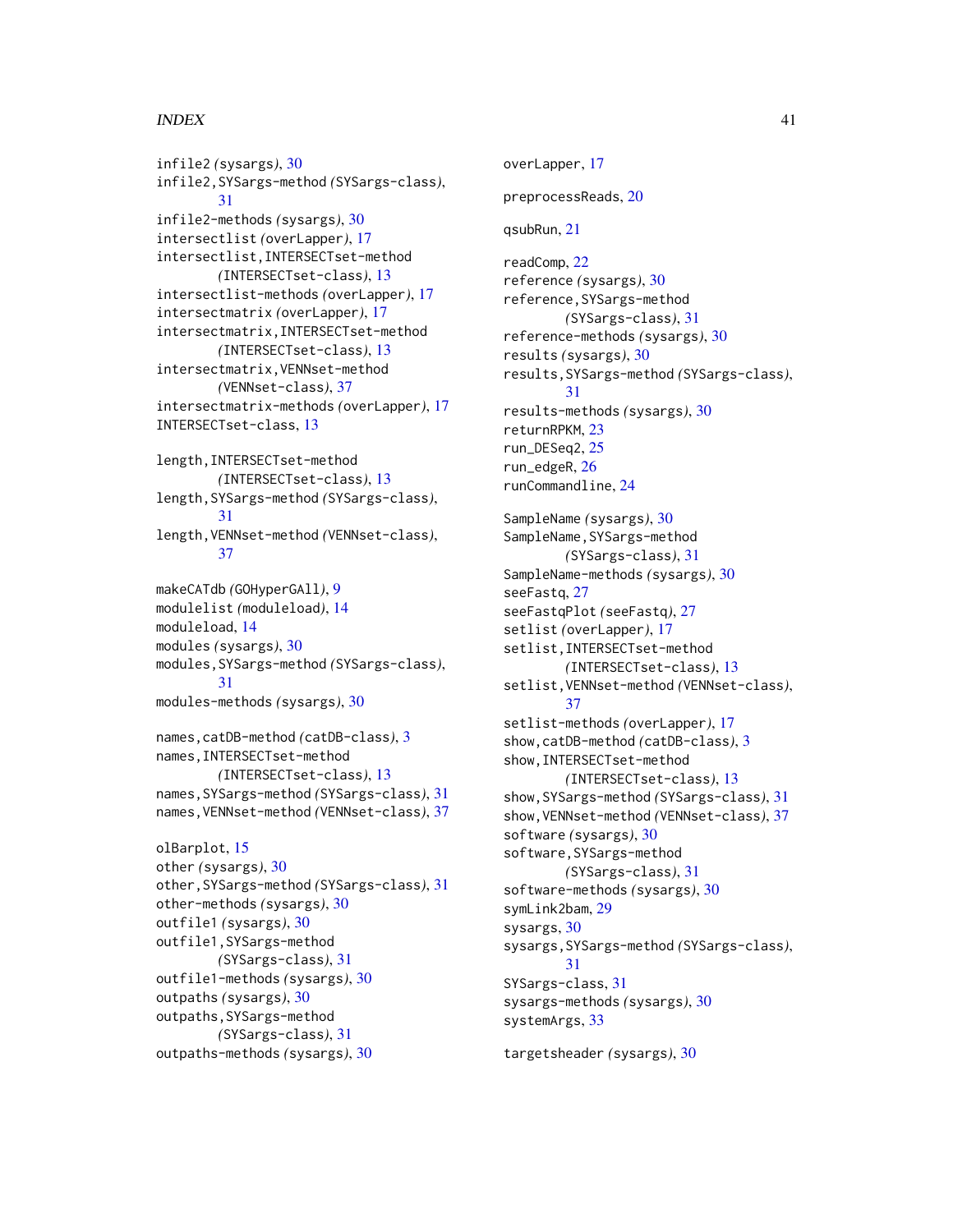infile2 *(sysargs)*, 30
infile2,SYSargs-method *(SYSargs-class)*, 31
infile2-methods *(sysargs)*, 30
intersectlist *(overLapper)*, 17
intersectlist,INTERSECTset-method *(INTERSECTset-class)*, 13
intersectlist-methods *(overLapper)*, 17
intersectmatrix *(overLapper)*, 17
intersectmatrix,INTERSECTset-method *(INTERSECTset-class)*, 13
intersectmatrix,VENNset-method *(VENNset-class)*, 37
intersectmatrix-methods *(overLapper)*, 17
INTERSECTset-class, 13

length,INTERSECTset-method *(INTERSECTset-class)*, 13
length,SYSargs-method *(SYSargs-class)*, 31
length,VENNset-method *(VENNset-class)*, 37

makeCATdb *(GOHyperGAll)*, 9
modulelist *(moduleload)*, 14
moduleload, 14
modules *(sysargs)*, 30
modules,SYSargs-method *(SYSargs-class)*, 31
modules-methods *(sysargs)*, 30

names,catDB-method *(catDB-class)*, 3
names,INTERSECTset-method *(INTERSECTset-class)*, 13
names,SYSargs-method *(SYSargs-class)*, 31
names,VENNset-method *(VENNset-class)*, 37

olBarplot, 15
other *(sysargs)*, 30
other,SYSargs-method *(SYSargs-class)*, 31
other-methods *(sysargs)*, 30
outfile1 *(sysargs)*, 30
outfile1,SYSargs-method *(SYSargs-class)*, 31
outfile1-methods *(sysargs)*, 30
outpaths *(sysargs)*, 30
outpaths,SYSargs-method *(SYSargs-class)*, 31
outpaths-methods *(sysargs)*, 30

overLapper, 17

preprocessReads, 20

qsubRun, 21

readComp, 22
reference *(sysargs)*, 30
reference,SYSargs-method *(SYSargs-class)*, 31
reference-methods *(sysargs)*, 30
results *(sysargs)*, 30
results,SYSargs-method *(SYSargs-class)*, 31
results-methods *(sysargs)*, 30
returnRPKM, 23
run_DESeq2, 25
run_edgeR, 26
runCommandline, 24

SampleName *(sysargs)*, 30
SampleName,SYSargs-method *(SYSargs-class)*, 31
SampleName-methods *(sysargs)*, 30
seeFastq, 27
seeFastqPlot *(seeFastq)*, 27
setlist *(overLapper)*, 17
setlist,INTERSECTset-method *(INTERSECTset-class)*, 13
setlist,VENNset-method *(VENNset-class)*, 37
setlist-methods *(overLapper)*, 17
show,catDB-method *(catDB-class)*, 3
show,INTERSECTset-method *(INTERSECTset-class)*, 13
show,SYSargs-method *(SYSargs-class)*, 31
show,VENNset-method *(VENNset-class)*, 37
software *(sysargs)*, 30
software,SYSargs-method *(SYSargs-class)*, 31
software-methods *(sysargs)*, 30
symLink2bam, 29
sysargs, 30
sysargs,SYSargs-method *(SYSargs-class)*, 31
SYSargs-class, 31
sysargs-methods *(sysargs)*, 30
systemArgs, 33

targetsheader *(sysargs)*, 30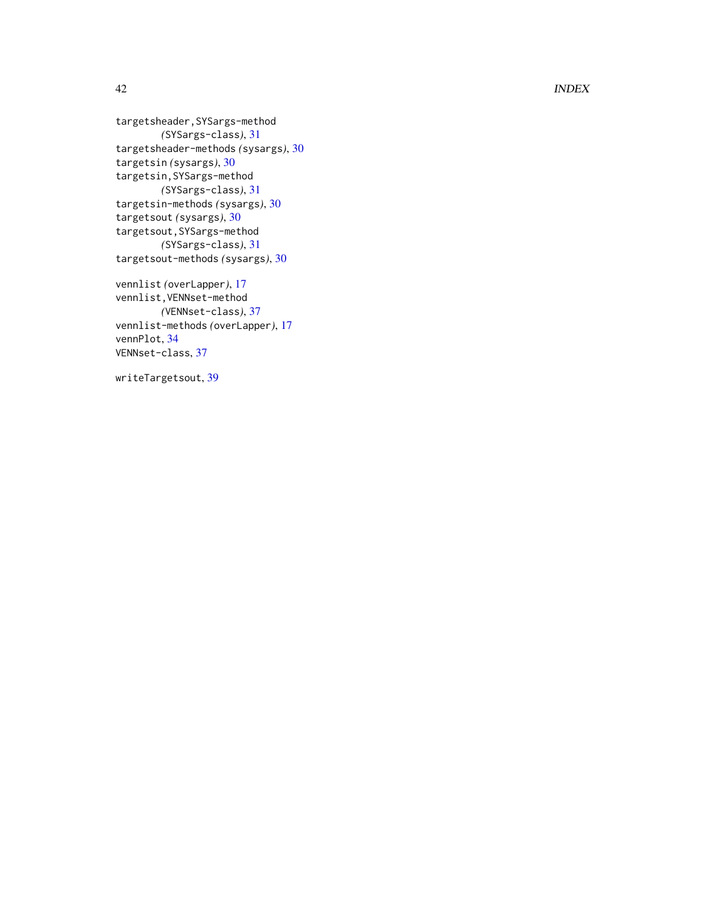targetsheader,SYSargs-method
        (SYSargs-class), 31
targetsheader-methods (sysargs), 30
targetsin (sysargs), 30
targetsin,SYSargs-method
        (SYSargs-class), 31
targetsin-methods (sysargs), 30
targetsout (sysargs), 30
targetsout,SYSargs-method
        (SYSargs-class), 31
targetsout-methods (sysargs), 30

vennlist (overLapper), 17
vennlist,VENNset-method
        (VENNset-class), 37
vennlist-methods (overLapper), 17
vennPlot, 34
VENNset-class, 37

writeTargetsout, 39